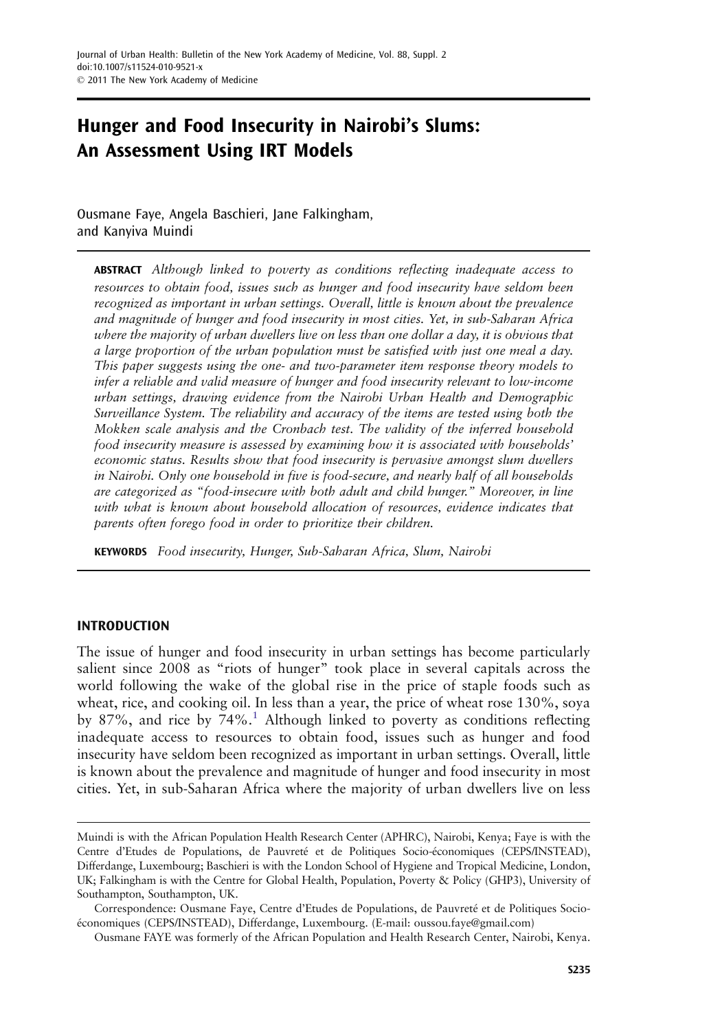# Hunger and Food Insecurity in Nairobi's Slums: An Assessment Using IRT Models

Ousmane Faye, Angela Baschieri, Jane Falkingham, and Kanyiva Muindi

**ABSTRACT** *Although linked to poverty as conditions reflecting inadequate access to resources to obtain food, issues such as hunger and food insecurity have seldom been recognized as important in urban settings. Overall, little is known about the prevalence and magnitude of hunger and food insecurity in most cities. Yet, in sub-Saharan Africa where the majority of urban dwellers live on less than one dollar a day, it is obvious that a large proportion of the urban population must be satisfied with just one meal a day. This paper suggests using the one- and two-parameter item response theory models to infer a reliable and valid measure of hunger and food insecurity relevant to low-income urban settings, drawing evidence from the Nairobi Urban Health and Demographic Surveillance System. The reliability and accuracy of the items are tested using both the Mokken scale analysis and the Cronbach test. The validity of the inferred household food insecurity measure is assessed by examining how it is associated with households' economic status. Results show that food insecurity is pervasive amongst slum dwellers in Nairobi. Only one household in five is food-secure, and nearly half of all households are categorized as "food-insecure with both adult and child hunger." Moreover, in line with what is known about household allocation of resources, evidence indicates that parents often forego food in order to prioritize their children.*

**KEYWORDS** *Food insecurity, Hunger, Sub-Saharan Africa, Slum, Nairobi*

## INTRODUCTION

The issue of hunger and food insecurity in urban settings has become particularly salient since 2008 as "riots of hunger" took place in several capitals across the world following the wake of the global rise in the price of staple foods such as wheat, rice, and cooking oil. In less than a year, the price of wheat rose 130%, soya by 87%, and rice by 74%.[1] Although linked to poverty as conditions reflecting inadequate access to resources to obtain food, issues such as hunger and food insecurity have seldom been recognized as important in urban settings. Overall, little is known about the prevalence and magnitude of hunger and food insecurity in most cities. Yet, in sub-Saharan Africa where the majority of urban dwellers live on less

---

Muindi is with the African Population Health Research Center (APHRC), Nairobi, Kenya; Faye is with the Centre d'Etudes de Populations, de Pauvreté et de Politiques Socio-économiques (CEPS/INSTEAD), Differdange, Luxembourg; Baschieri is with the London School of Hygiene and Tropical Medicine, London, UK; Falkingham is with the Centre for Global Health, Population, Poverty & Policy (GHP3), University of Southampton, Southampton, UK.

Correspondence: Ousmane Faye, Centre d'Etudes de Populations, de Pauvreté et de Politiques Socio-économiques (CEPS/INSTEAD), Differdange, Luxembourg. (E-mail: oussou.faye@gmail.com)

Ousmane FAYE was formerly of the African Population Health Research Center, Nairobi, Kenya.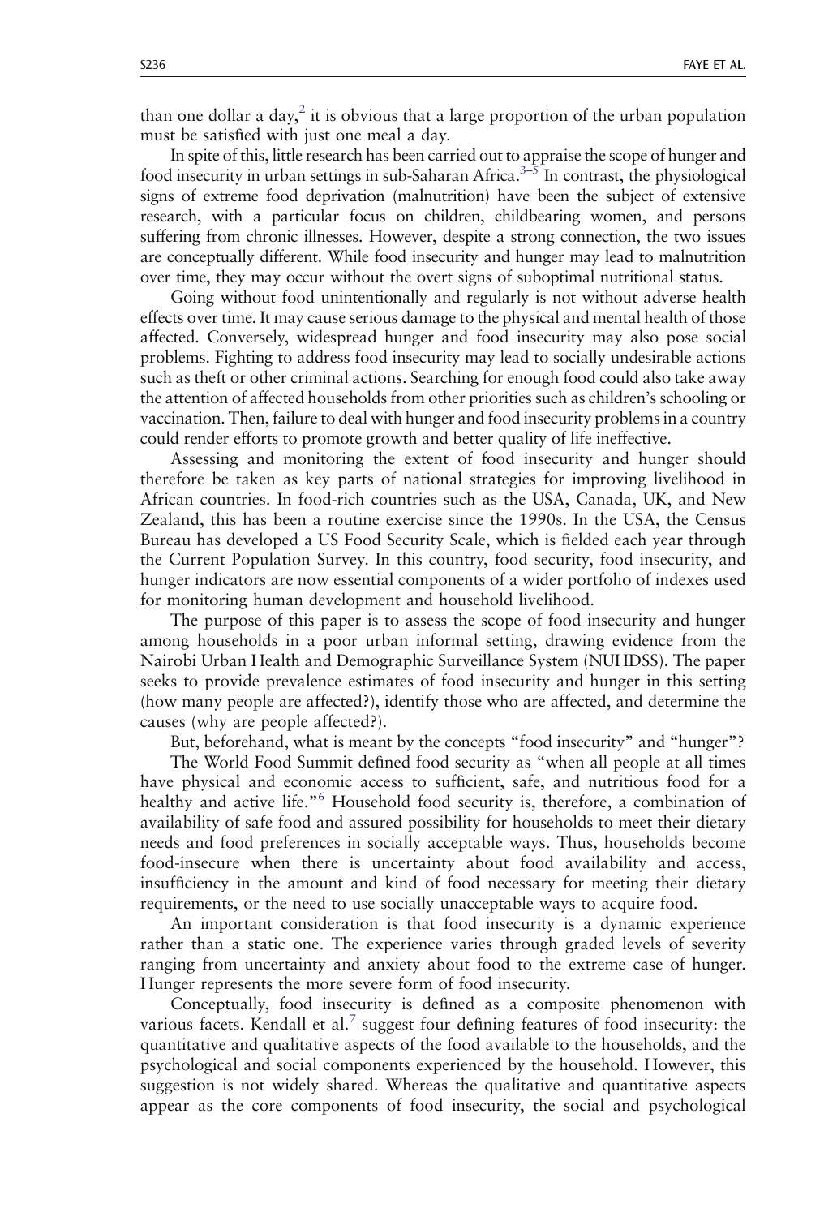than one dollar a day,[2] it is obvious that a large proportion of the urban population must be satisfied with just one meal a day.

In spite of this, little research has been carried out to appraise the scope of hunger and food insecurity in urban settings in sub-Saharan Africa.[3–5] In contrast, the physiological signs of extreme food deprivation (malnutrition) have been the subject of extensive research, with a particular focus on children, childbearing women, and persons suffering from chronic illnesses. However, despite a strong connection, the two issues are conceptually different. While food insecurity and hunger may lead to malnutrition over time, they may occur without the overt signs of suboptimal nutritional status.

Going without food unintentionally and regularly is not without adverse health effects over time. It may cause serious damage to the physical and mental health of those affected. Conversely, widespread hunger and food insecurity may also pose social problems. Fighting to address food insecurity may lead to socially undesirable actions such as theft or other criminal actions. Searching for enough food could also take away the attention of affected households from other priorities such as children's schooling or vaccination. Then, failure to deal with hunger and food insecurity problems in a country could render efforts to promote growth and better quality of life ineffective.

Assessing and monitoring the extent of food insecurity and hunger should therefore be taken as key parts of national strategies for improving livelihood in African countries. In food-rich countries such as the USA, Canada, UK, and New Zealand, this has been a routine exercise since the 1990s. In the USA, the Census Bureau has developed a US Food Security Scale, which is fielded each year through the Current Population Survey. In this country, food security, food insecurity, and hunger indicators are now essential components of a wider portfolio of indexes used for monitoring human development and household livelihood.

The purpose of this paper is to assess the scope of food insecurity and hunger among households in a poor urban informal setting, drawing evidence from the Nairobi Urban Health and Demographic Surveillance System (NUHDSS). The paper seeks to provide prevalence estimates of food insecurity and hunger in this setting (how many people are affected?), identify those who are affected, and determine the causes (why are people affected?).

But, beforehand, what is meant by the concepts "food insecurity" and "hunger"?

The World Food Summit defined food security as "when all people at all times have physical and economic access to sufficient, safe, and nutritious food for a healthy and active life."[6] Household food security is, therefore, a combination of availability of safe food and assured possibility for households to meet their dietary needs and food preferences in socially acceptable ways. Thus, households become food-insecure when there is uncertainty about food availability and access, insufficiency in the amount and kind of food necessary for meeting their dietary requirements, or the need to use socially unacceptable ways to acquire food.

An important consideration is that food insecurity is a dynamic experience rather than a static one. The experience varies through graded levels of severity ranging from uncertainty and anxiety about food to the extreme case of hunger. Hunger represents the more severe form of food insecurity.

Conceptually, food insecurity is defined as a composite phenomenon with various facets. Kendall et al.[7] suggest four defining features of food insecurity: the quantitative and qualitative aspects of the food available to the households, and the psychological and social components experienced by the household. However, this suggestion is not widely shared. Whereas the qualitative and quantitative aspects appear as the core components of food insecurity, the social and psychological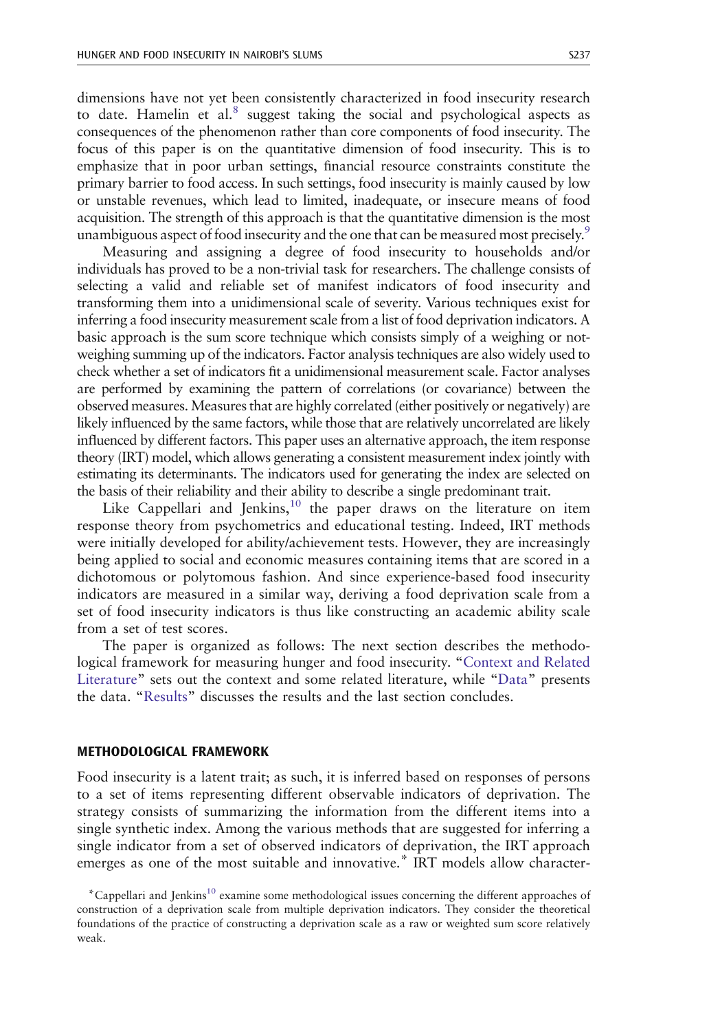dimensions have not yet been consistently characterized in food insecurity research to date. Hamelin et al.[8] suggest taking the social and psychological aspects as consequences of the phenomenon rather than core components of food insecurity. The focus of this paper is on the quantitative dimension of food insecurity. This is to emphasize that in poor urban settings, financial resource constraints constitute the primary barrier to food access. In such settings, food insecurity is mainly caused by low or unstable revenues, which lead to limited, inadequate, or insecure means of food acquisition. The strength of this approach is that the quantitative dimension is the most unambiguous aspect of food insecurity and the one that can be measured most precisely.[9]

Measuring and assigning a degree of food insecurity to households and/or individuals has proved to be a non-trivial task for researchers. The challenge consists of selecting a valid and reliable set of manifest indicators of food insecurity and transforming them into a unidimensional scale of severity. Various techniques exist for inferring a food insecurity measurement scale from a list of food deprivation indicators. A basic approach is the sum score technique which consists simply of a weighing or not-weighing summing up of the indicators. Factor analysis techniques are also widely used to check whether a set of indicators fit a unidimensional measurement scale. Factor analyses are performed by examining the pattern of correlations (or covariance) between the observed measures. Measures that are highly correlated (either positively or negatively) are likely influenced by the same factors, while those that are relatively uncorrelated are likely influenced by different factors. This paper uses an alternative approach, the item response theory (IRT) model, which allows generating a consistent measurement index jointly with estimating its determinants. The indicators used for generating the index are selected on the basis of their reliability and their ability to describe a single predominant trait.

Like Cappellari and Jenkins,[10] the paper draws on the literature on item response theory from psychometrics and educational testing. Indeed, IRT methods were initially developed for ability/achievement tests. However, they are increasingly being applied to social and economic measures containing items that are scored in a dichotomous or polytomous fashion. And since experience-based food insecurity indicators are measured in a similar way, deriving a food deprivation scale from a set of food insecurity indicators is thus like constructing an academic ability scale from a set of test scores.

The paper is organized as follows: The next section describes the methodological framework for measuring hunger and food insecurity. "Context and Related Literature" sets out the context and some related literature, while "Data" presents the data. "Results" discusses the results and the last section concludes.

## METHODOLOGICAL FRAMEWORK

Food insecurity is a latent trait; as such, it is inferred based on responses of persons to a set of items representing different observable indicators of deprivation. The strategy consists of summarizing the information from the different items into a single synthetic index. Among the various methods that are suggested for inferring a single indicator from a set of observed indicators of deprivation, the IRT approach emerges as one of the most suitable and innovative.* IRT models allow character-

*Cappellari and Jenkins[10] examine some methodological issues concerning the different approaches of construction of a deprivation scale from multiple deprivation indicators. They consider the theoretical foundations of the practice of constructing a deprivation scale as a raw or weighted sum score relatively weak.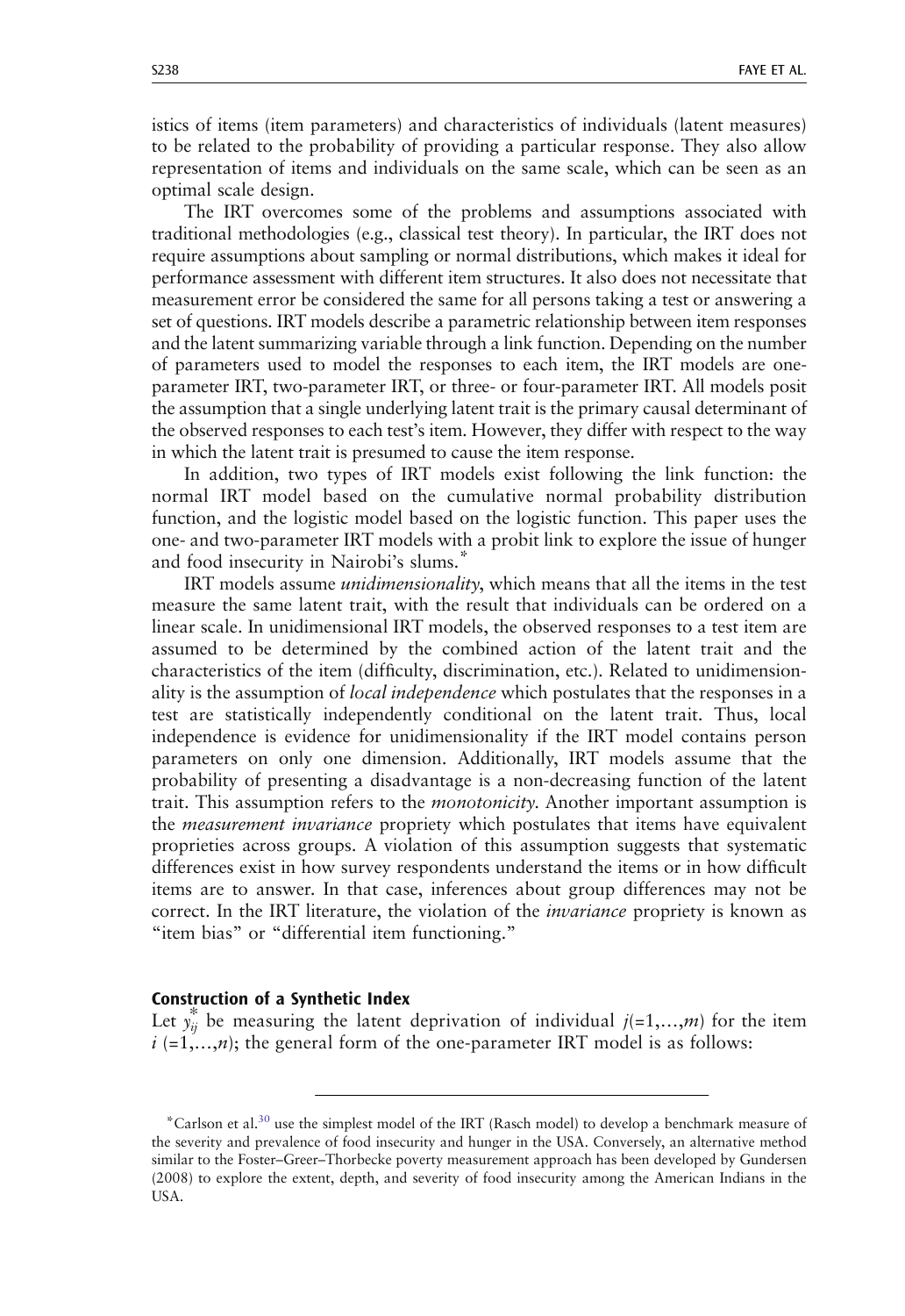istics of items (item parameters) and characteristics of individuals (latent measures) to be related to the probability of providing a particular response. They also allow representation of items and individuals on the same scale, which can be seen as an optimal scale design.

The IRT overcomes some of the problems and assumptions associated with traditional methodologies (e.g., classical test theory). In particular, the IRT does not require assumptions about sampling or normal distributions, which makes it ideal for performance assessment with different item structures. It also does not necessitate that measurement error be considered the same for all persons taking a test or answering a set of questions. IRT models describe a parametric relationship between item responses and the latent summarizing variable through a link function. Depending on the number of parameters used to model the responses to each item, the IRT models are one-parameter IRT, two-parameter IRT, or three- or four-parameter IRT. All models posit the assumption that a single underlying latent trait is the primary causal determinant of the observed responses to each test's item. However, they differ with respect to the way in which the latent trait is presumed to cause the item response.

In addition, two types of IRT models exist following the link function: the normal IRT model based on the cumulative normal probability distribution function, and the logistic model based on the logistic function. This paper uses the one- and two-parameter IRT models with a probit link to explore the issue of hunger and food insecurity in Nairobi's slums.*

IRT models assume *unidimensionality*, which means that all the items in the test measure the same latent trait, with the result that individuals can be ordered on a linear scale. In unidimensional IRT models, the observed responses to a test item are assumed to be determined by the combined action of the latent trait and the characteristics of the item (difficulty, discrimination, etc.). Related to unidimensionality is the assumption of *local independence* which postulates that the responses in a test are statistically independently conditional on the latent trait. Thus, local independence is evidence for unidimensionality if the IRT model contains person parameters on only one dimension. Additionally, IRT models assume that the probability of presenting a disadvantage is a non-decreasing function of the latent trait. This assumption refers to the *monotonicity*. Another important assumption is the *measurement invariance* propriety which postulates that items have equivalent proprieties across groups. A violation of this assumption suggests that systematic differences exist in how survey respondents understand the items or in how difficult items are to answer. In that case, inferences about group differences may not be correct. In the IRT literature, the violation of the *invariance* propriety is known as "item bias" or "differential item functioning."

### Construction of a Synthetic Index

Let $y_{ij}^{*}$ be measuring the latent deprivation of individual $j(=1,\ldots,m)$ for the item $i\ (=1,\ldots,n)$; the general form of the one-parameter IRT model is as follows:

---

*Carlson et al.[30] use the simplest model of the IRT (Rasch model) to develop a benchmark measure of the severity and prevalence of food insecurity and hunger in the USA. Conversely, an alternative method similar to the Foster–Greer–Thorbecke poverty measurement approach has been developed by Gundersen (2008) to explore the extent, depth, and severity of food insecurity among the American Indians in the USA.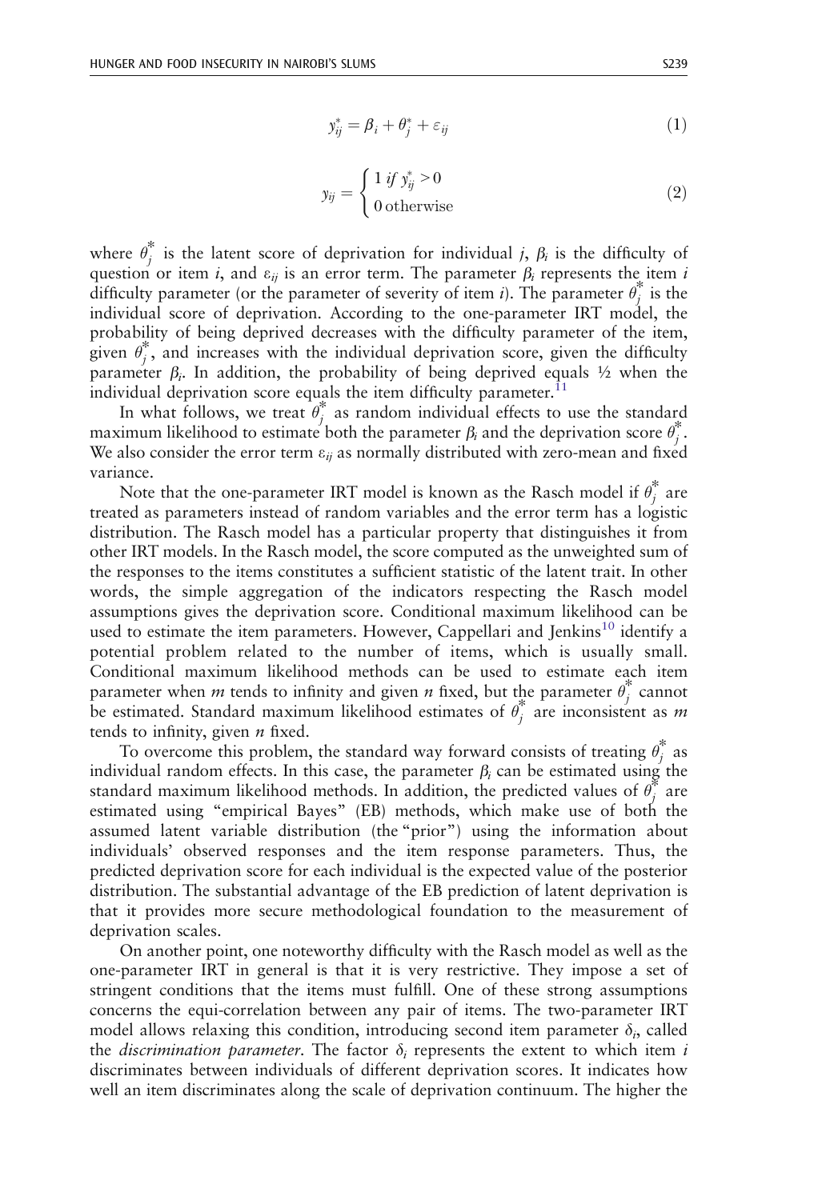$$y^*_{ij} = \beta_i + \theta^*_j + \varepsilon_{ij} \tag{1}$$

$$y_{ij} = \begin{cases} 1 \; if \; y^*_{ij} > 0 \\ 0 \; \text{otherwise} \end{cases} \tag{2}$$

where $\theta^*_j$ is the latent score of deprivation for individual $j$, $\beta_i$ is the difficulty of question or item $i$, and $\varepsilon_{ij}$ is an error term. The parameter $\beta_i$ represents the item $i$ difficulty parameter (or the parameter of severity of item $i$). The parameter $\theta^*_j$ is the individual score of deprivation. According to the one-parameter IRT model, the probability of being deprived decreases with the difficulty parameter of the item, given $\theta^*_j$, and increases with the individual deprivation score, given the difficulty parameter $\beta_i$. In addition, the probability of being deprived equals ½ when the individual deprivation score equals the item difficulty parameter.[11]

In what follows, we treat $\theta^*_j$ as random individual effects to use the standard maximum likelihood to estimate both the parameter $\beta_i$ and the deprivation score $\theta^*_j$. We also consider the error term $\varepsilon_{ij}$ as normally distributed with zero-mean and fixed variance.

Note that the one-parameter IRT model is known as the Rasch model if $\theta^*_j$ are treated as parameters instead of random variables and the error term has a logistic distribution. The Rasch model has a particular property that distinguishes it from other IRT models. In the Rasch model, the score computed as the unweighted sum of the responses to the items constitutes a sufficient statistic of the latent trait. In other words, the simple aggregation of the indicators respecting the Rasch model assumptions gives the deprivation score. Conditional maximum likelihood can be used to estimate the item parameters. However, Cappellari and Jenkins[10] identify a potential problem related to the number of items, which is usually small. Conditional maximum likelihood methods can be used to estimate each item parameter when $m$ tends to infinity and given $n$ fixed, but the parameter $\theta^*_j$ cannot be estimated. Standard maximum likelihood estimates of $\theta^*_j$ are inconsistent as $m$ tends to infinity, given $n$ fixed.

To overcome this problem, the standard way forward consists of treating $\theta^*_j$ as individual random effects. In this case, the parameter $\beta_i$ can be estimated using the standard maximum likelihood methods. In addition, the predicted values of $\theta^*_j$ are estimated using "empirical Bayes" (EB) methods, which make use of both the assumed latent variable distribution (the "prior") using the information about individuals' observed responses and the item response parameters. Thus, the predicted deprivation score for each individual is the expected value of the posterior distribution. The substantial advantage of the EB prediction of latent deprivation is that it provides more secure methodological foundation to the measurement of deprivation scales.

On another point, one noteworthy difficulty with the Rasch model as well as the one-parameter IRT in general is that it is very restrictive. They impose a set of stringent conditions that the items must fulfill. One of these strong assumptions concerns the equi-correlation between any pair of items. The two-parameter IRT model allows relaxing this condition, introducing second item parameter $\delta_i$, called the *discrimination parameter*. The factor $\delta_i$ represents the extent to which item $i$ discriminates between individuals of different deprivation scores. It indicates how well an item discriminates along the scale of deprivation continuum. The higher the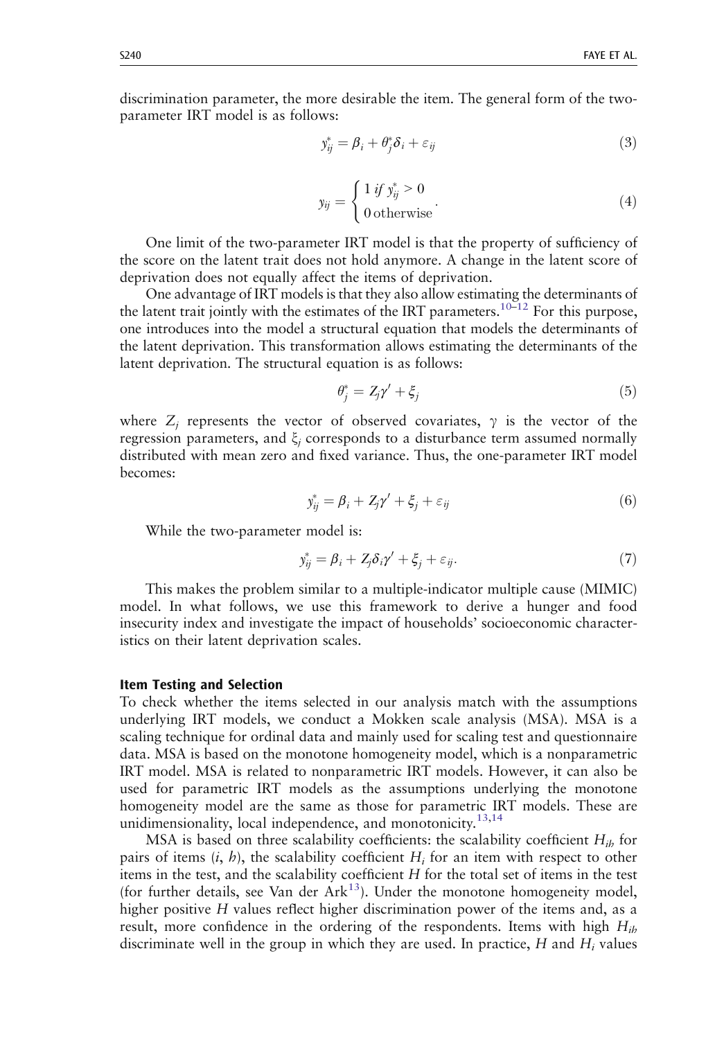discrimination parameter, the more desirable the item. The general form of the two-parameter IRT model is as follows:

$$y_{ij}^* = \beta_i + \theta_j^* \delta_i + \varepsilon_{ij} \tag{3}$$

$$y_{ij} = \begin{cases} 1 \text{ if } y_{ij}^* > 0 \\ 0 \text{ otherwise} \end{cases}. \tag{4}$$

One limit of the two-parameter IRT model is that the property of sufficiency of the score on the latent trait does not hold anymore. A change in the latent score of deprivation does not equally affect the items of deprivation.

One advantage of IRT models is that they also allow estimating the determinants of the latent trait jointly with the estimates of the IRT parameters.[10–12] For this purpose, one introduces into the model a structural equation that models the determinants of the latent deprivation. This transformation allows estimating the determinants of the latent deprivation. The structural equation is as follows:

$$\theta_j^* = Z_j \gamma' + \xi_j \tag{5}$$

where $Z_j$ represents the vector of observed covariates, $\gamma$ is the vector of the regression parameters, and $\xi_j$ corresponds to a disturbance term assumed normally distributed with mean zero and fixed variance. Thus, the one-parameter IRT model becomes:

$$y_{ij}^* = \beta_i + Z_j \gamma' + \xi_j + \varepsilon_{ij} \tag{6}$$

While the two-parameter model is:

$$y_{ij}^* = \beta_i + Z_j \delta_i \gamma' + \xi_j + \varepsilon_{ij}. \tag{7}$$

This makes the problem similar to a multiple-indicator multiple cause (MIMIC) model. In what follows, we use this framework to derive a hunger and food insecurity index and investigate the impact of households' socioeconomic characteristics on their latent deprivation scales.

### Item Testing and Selection

To check whether the items selected in our analysis match with the assumptions underlying IRT models, we conduct a Mokken scale analysis (MSA). MSA is a scaling technique for ordinal data and mainly used for scaling test and questionnaire data. MSA is based on the monotone homogeneity model, which is a nonparametric IRT model. MSA is related to nonparametric IRT models. However, it can also be used for parametric IRT models as the assumptions underlying the monotone homogeneity model are the same as those for parametric IRT models. These are unidimensionality, local independence, and monotonicity.[13,14]

MSA is based on three scalability coefficients: the scalability coefficient $H_{ih}$ for pairs of items ($i$, $h$), the scalability coefficient $H_i$ for an item with respect to other items in the test, and the scalability coefficient $H$ for the total set of items in the test (for further details, see Van der Ark[13]). Under the monotone homogeneity model, higher positive $H$ values reflect higher discrimination power of the items and, as a result, more confidence in the ordering of the respondents. Items with high $H_{ih}$ discriminate well in the group in which they are used. In practice, $H$ and $H_i$ values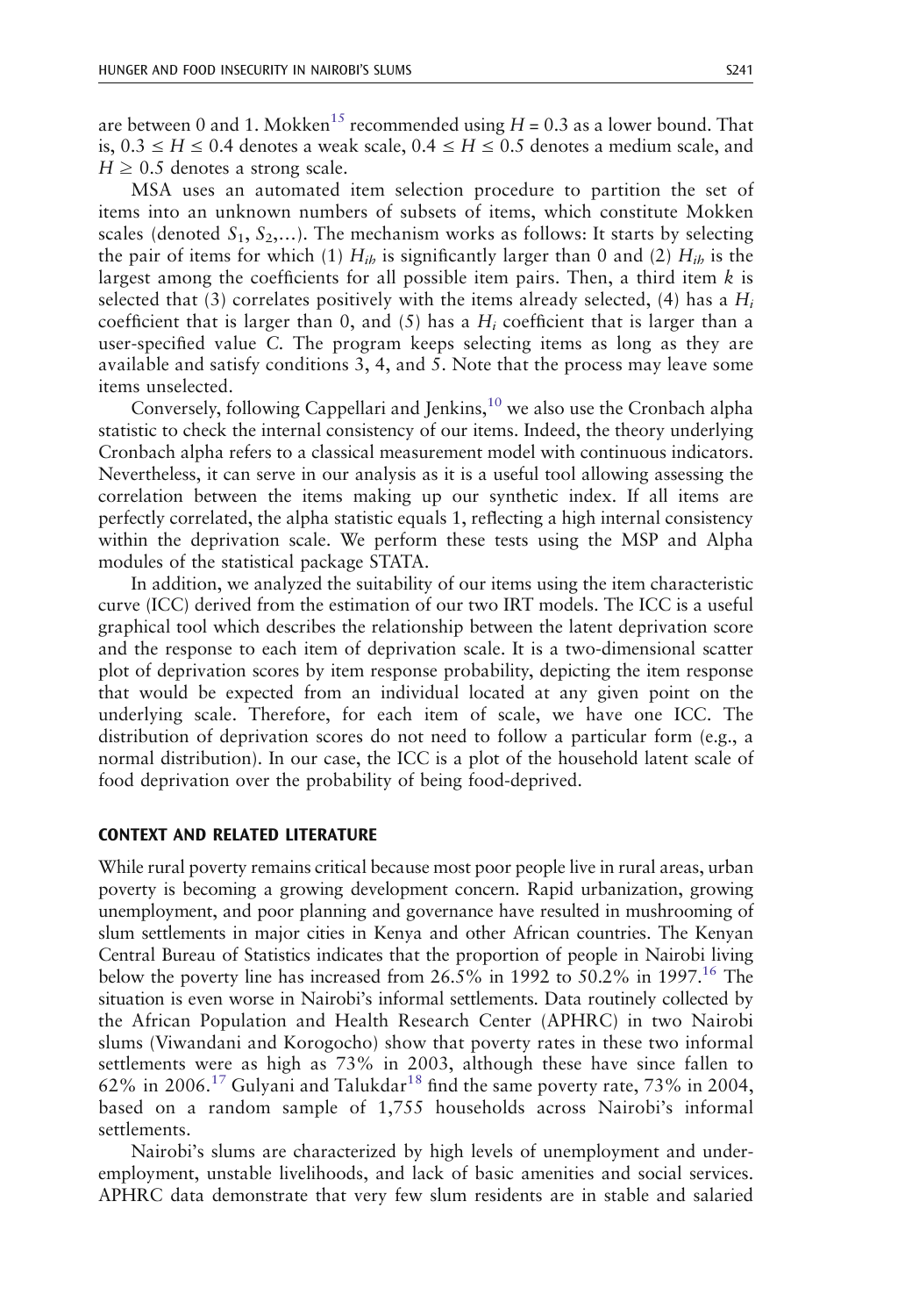are between 0 and 1. Mokken[15] recommended using $H = 0.3$ as a lower bound. That is, $0.3 \leq H \leq 0.4$ denotes a weak scale, $0.4 \leq H \leq 0.5$ denotes a medium scale, and $H \geq 0.5$ denotes a strong scale.

MSA uses an automated item selection procedure to partition the set of items into an unknown numbers of subsets of items, which constitute Mokken scales (denoted $S_1$, $S_2$,...). The mechanism works as follows: It starts by selecting the pair of items for which (1) $H_{ib}$ is significantly larger than 0 and (2) $H_{ib}$ is the largest among the coefficients for all possible item pairs. Then, a third item $k$ is selected that (3) correlates positively with the items already selected, (4) has a $H_i$ coefficient that is larger than 0, and (5) has a $H_i$ coefficient that is larger than a user-specified value $C$. The program keeps selecting items as long as they are available and satisfy conditions 3, 4, and 5. Note that the process may leave some items unselected.

Conversely, following Cappellari and Jenkins,[10] we also use the Cronbach alpha statistic to check the internal consistency of our items. Indeed, the theory underlying Cronbach alpha refers to a classical measurement model with continuous indicators. Nevertheless, it can serve in our analysis as it is a useful tool allowing assessing the correlation between the items making up our synthetic index. If all items are perfectly correlated, the alpha statistic equals 1, reflecting a high internal consistency within the deprivation scale. We perform these tests using the MSP and Alpha modules of the statistical package STATA.

In addition, we analyzed the suitability of our items using the item characteristic curve (ICC) derived from the estimation of our two IRT models. The ICC is a useful graphical tool which describes the relationship between the latent deprivation score and the response to each item of deprivation scale. It is a two-dimensional scatter plot of deprivation scores by item response probability, depicting the item response that would be expected from an individual located at any given point on the underlying scale. Therefore, for each item of scale, we have one ICC. The distribution of deprivation scores do not need to follow a particular form (e.g., a normal distribution). In our case, the ICC is a plot of the household latent scale of food deprivation over the probability of being food-deprived.

## CONTEXT AND RELATED LITERATURE

While rural poverty remains critical because most poor people live in rural areas, urban poverty is becoming a growing development concern. Rapid urbanization, growing unemployment, and poor planning and governance have resulted in mushrooming of slum settlements in major cities in Kenya and other African countries. The Kenyan Central Bureau of Statistics indicates that the proportion of people in Nairobi living below the poverty line has increased from 26.5% in 1992 to 50.2% in 1997.[16] The situation is even worse in Nairobi's informal settlements. Data routinely collected by the African Population and Health Research Center (APHRC) in two Nairobi slums (Viwandani and Korogocho) show that poverty rates in these two informal settlements were as high as 73% in 2003, although these have since fallen to 62% in 2006.[17] Gulyani and Talukdar[18] find the same poverty rate, 73% in 2004, based on a random sample of 1,755 households across Nairobi's informal settlements.

Nairobi's slums are characterized by high levels of unemployment and under-employment, unstable livelihoods, and lack of basic amenities and social services. APHRC data demonstrate that very few slum residents are in stable and salaried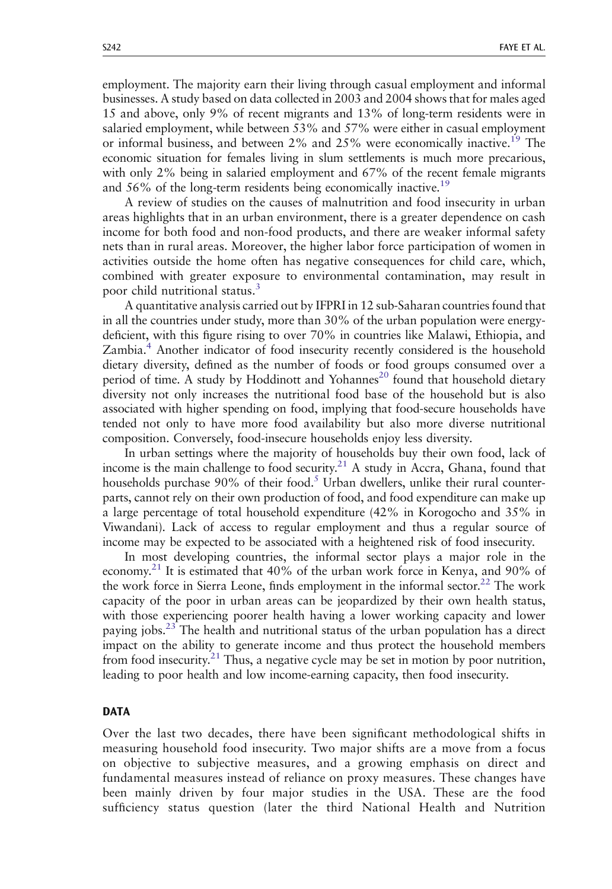employment. The majority earn their living through casual employment and informal businesses. A study based on data collected in 2003 and 2004 shows that for males aged 15 and above, only 9% of recent migrants and 13% of long-term residents were in salaried employment, while between 53% and 57% were either in casual employment or informal business, and between 2% and 25% were economically inactive.[19] The economic situation for females living in slum settlements is much more precarious, with only 2% being in salaried employment and 67% of the recent female migrants and 56% of the long-term residents being economically inactive.[19]

A review of studies on the causes of malnutrition and food insecurity in urban areas highlights that in an urban environment, there is a greater dependence on cash income for both food and non-food products, and there are weaker informal safety nets than in rural areas. Moreover, the higher labor force participation of women in activities outside the home often has negative consequences for child care, which, combined with greater exposure to environmental contamination, may result in poor child nutritional status.[3]

A quantitative analysis carried out by IFPRI in 12 sub-Saharan countries found that in all the countries under study, more than 30% of the urban population were energy-deficient, with this figure rising to over 70% in countries like Malawi, Ethiopia, and Zambia.[4] Another indicator of food insecurity recently considered is the household dietary diversity, defined as the number of foods or food groups consumed over a period of time. A study by Hoddinott and Yohannes[20] found that household dietary diversity not only increases the nutritional food base of the household but is also associated with higher spending on food, implying that food-secure households have tended not only to have more food availability but also more diverse nutritional composition. Conversely, food-insecure households enjoy less diversity.

In urban settings where the majority of households buy their own food, lack of income is the main challenge to food security.[21] A study in Accra, Ghana, found that households purchase 90% of their food.[5] Urban dwellers, unlike their rural counterparts, cannot rely on their own production of food, and food expenditure can make up a large percentage of total household expenditure (42% in Korogocho and 35% in Viwandani). Lack of access to regular employment and thus a regular source of income may be expected to be associated with a heightened risk of food insecurity.

In most developing countries, the informal sector plays a major role in the economy.[21] It is estimated that 40% of the urban work force in Kenya, and 90% of the work force in Sierra Leone, finds employment in the informal sector.[22] The work capacity of the poor in urban areas can be jeopardized by their own health status, with those experiencing poorer health having a lower working capacity and lower paying jobs.[23] The health and nutritional status of the urban population has a direct impact on the ability to generate income and thus protect the household members from food insecurity.[21] Thus, a negative cycle may be set in motion by poor nutrition, leading to poor health and low income-earning capacity, then food insecurity.

## DATA

Over the last two decades, there have been significant methodological shifts in measuring household food insecurity. Two major shifts are a move from a focus on objective to subjective measures, and a growing emphasis on direct and fundamental measures instead of reliance on proxy measures. These changes have been mainly driven by four major studies in the USA. These are the food sufficiency status question (later the third National Health and Nutrition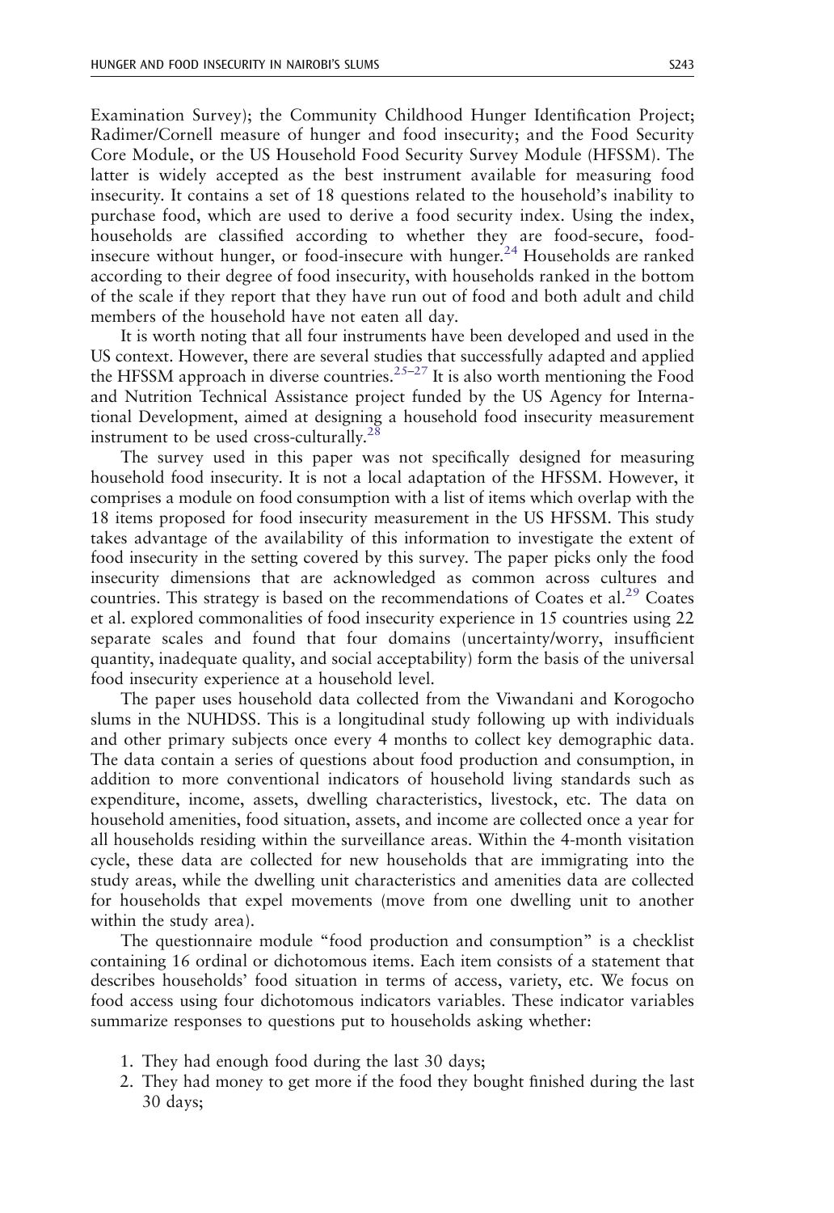Examination Survey); the Community Childhood Hunger Identification Project; Radimer/Cornell measure of hunger and food insecurity; and the Food Security Core Module, or the US Household Food Security Survey Module (HFSSM). The latter is widely accepted as the best instrument available for measuring food insecurity. It contains a set of 18 questions related to the household's inability to purchase food, which are used to derive a food security index. Using the index, households are classified according to whether they are food-secure, food-insecure without hunger, or food-insecure with hunger.[24] Households are ranked according to their degree of food insecurity, with households ranked in the bottom of the scale if they report that they have run out of food and both adult and child members of the household have not eaten all day.

It is worth noting that all four instruments have been developed and used in the US context. However, there are several studies that successfully adapted and applied the HFSSM approach in diverse countries.[25–27] It is also worth mentioning the Food and Nutrition Technical Assistance project funded by the US Agency for International Development, aimed at designing a household food insecurity measurement instrument to be used cross-culturally.[28]

The survey used in this paper was not specifically designed for measuring household food insecurity. It is not a local adaptation of the HFSSM. However, it comprises a module on food consumption with a list of items which overlap with the 18 items proposed for food insecurity measurement in the US HFSSM. This study takes advantage of the availability of this information to investigate the extent of food insecurity in the setting covered by this survey. The paper picks only the food insecurity dimensions that are acknowledged as common across cultures and countries. This strategy is based on the recommendations of Coates et al.[29] Coates et al. explored commonalities of food insecurity experience in 15 countries using 22 separate scales and found that four domains (uncertainty/worry, insufficient quantity, inadequate quality, and social acceptability) form the basis of the universal food insecurity experience at a household level.

The paper uses household data collected from the Viwandani and Korogocho slums in the NUHDSS. This is a longitudinal study following up with individuals and other primary subjects once every 4 months to collect key demographic data. The data contain a series of questions about food production and consumption, in addition to more conventional indicators of household living standards such as expenditure, income, assets, dwelling characteristics, livestock, etc. The data on household amenities, food situation, assets, and income are collected once a year for all households residing within the surveillance areas. Within the 4-month visitation cycle, these data are collected for new households that are immigrating into the study areas, while the dwelling unit characteristics and amenities data are collected for households that expel movements (move from one dwelling unit to another within the study area).

The questionnaire module "food production and consumption" is a checklist containing 16 ordinal or dichotomous items. Each item consists of a statement that describes households' food situation in terms of access, variety, etc. We focus on food access using four dichotomous indicators variables. These indicator variables summarize responses to questions put to households asking whether:

1. They had enough food during the last 30 days;
2. They had money to get more if the food they bought finished during the last 30 days;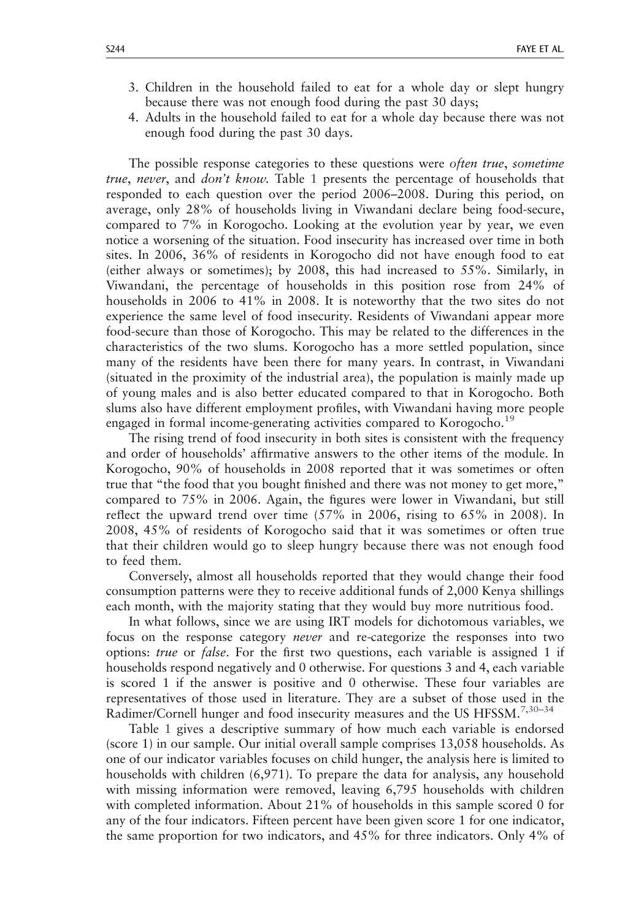3. Children in the household failed to eat for a whole day or slept hungry because there was not enough food during the past 30 days;
4. Adults in the household failed to eat for a whole day because there was not enough food during the past 30 days.

The possible response categories to these questions were *often true*, *sometime true*, *never*, and *don't know*. Table 1 presents the percentage of households that responded to each question over the period 2006–2008. During this period, on average, only 28% of households living in Viwandani declare being food-secure, compared to 7% in Korogocho. Looking at the evolution year by year, we even notice a worsening of the situation. Food insecurity has increased over time in both sites. In 2006, 36% of residents in Korogocho did not have enough food to eat (either always or sometimes); by 2008, this had increased to 55%. Similarly, in Viwandani, the percentage of households in this position rose from 24% of households in 2006 to 41% in 2008. It is noteworthy that the two sites do not experience the same level of food insecurity. Residents of Viwandani appear more food-secure than those of Korogocho. This may be related to the differences in the characteristics of the two slums. Korogocho has a more settled population, since many of the residents have been there for many years. In contrast, in Viwandani (situated in the proximity of the industrial area), the population is mainly made up of young males and is also better educated compared to that in Korogocho. Both slums also have different employment profiles, with Viwandani having more people engaged in formal income-generating activities compared to Korogocho.[19]

The rising trend of food insecurity in both sites is consistent with the frequency and order of households' affirmative answers to the other items of the module. In Korogocho, 90% of households in 2008 reported that it was sometimes or often true that "the food that you bought finished and there was not money to get more," compared to 75% in 2006. Again, the figures were lower in Viwandani, but still reflect the upward trend over time (57% in 2006, rising to 65% in 2008). In 2008, 45% of residents of Korogocho said that it was sometimes or often true that their children would go to sleep hungry because there was not enough food to feed them.

Conversely, almost all households reported that they would change their food consumption patterns were they to receive additional funds of 2,000 Kenya shillings each month, with the majority stating that they would buy more nutritious food.

In what follows, since we are using IRT models for dichotomous variables, we focus on the response category *never* and re-categorize the responses into two options: *true* or *false*. For the first two questions, each variable is assigned 1 if households respond negatively and 0 otherwise. For questions 3 and 4, each variable is scored 1 if the answer is positive and 0 otherwise. These four variables are representatives of those used in literature. They are a subset of those used in the Radimer/Cornell hunger and food insecurity measures and the US HFSSM.[7,30–34]

Table 1 gives a descriptive summary of how much each variable is endorsed (score 1) in our sample. Our initial overall sample comprises 13,058 households. As one of our indicator variables focuses on child hunger, the analysis here is limited to households with children (6,971). To prepare the data for analysis, any household with missing information were removed, leaving 6,795 households with children with completed information. About 21% of households in this sample scored 0 for any of the four indicators. Fifteen percent have been given score 1 for one indicator, the same proportion for two indicators, and 45% for three indicators. Only 4% of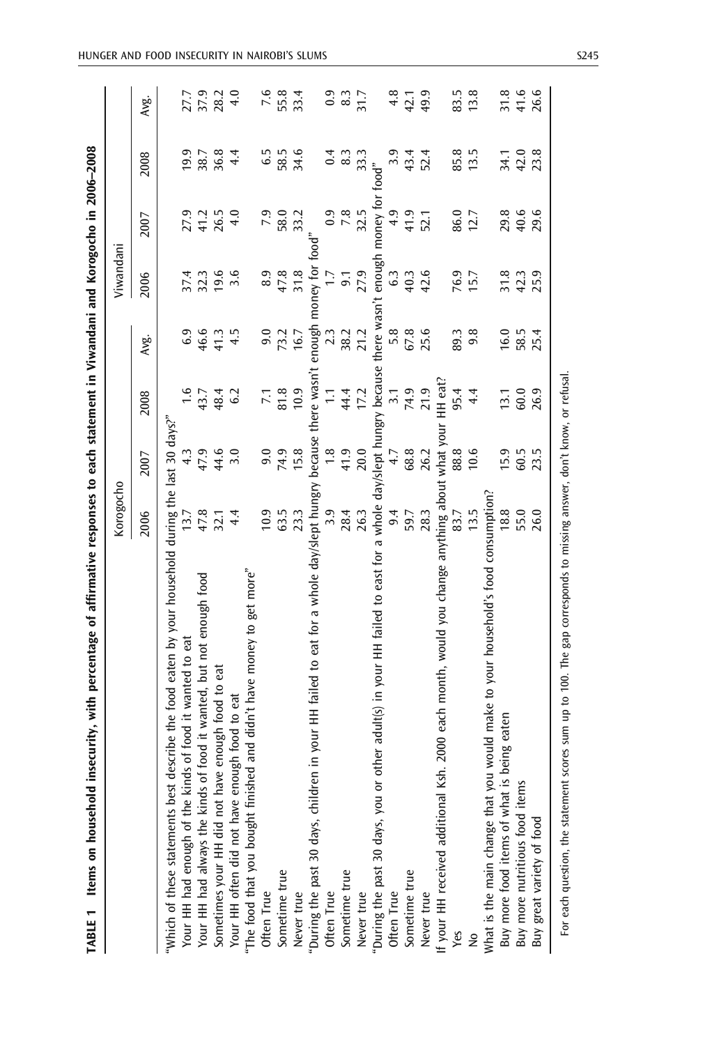**TABLE 1 Items on household insecurity, with percentage of affirmative responses to each statement in Viwandani and Korogocho in 2006–2008**

| | Korogocho | | | | Viwandani | | | |
|---|---|---|---|---|---|---|---|---|
| | 2006 | 2007 | 2008 | Avg. | 2006 | 2007 | 2008 | Avg. |
| "Which of these statements best describe the food eaten by your household during the last 30 days?" | | | | | | | | |
| Your HH had enough of the kinds of food it wanted to eat | 13.7 | 4.3 | 1.6 | 6.9 | 37.4 | 27.9 | 19.9 | 27.7 |
| Your HH had always the kinds of food it wanted, but not enough food | 47.8 | 47.9 | 43.7 | 46.6 | 32.3 | 41.2 | 38.7 | 37.9 |
| Sometimes your HH did not have enough food to eat | 32.1 | 44.6 | 48.4 | 41.3 | 19.6 | 26.5 | 36.8 | 28.2 |
| Your HH often did not have enough food to eat | 4.4 | 3.0 | 6.2 | 4.5 | 3.6 | 4.0 | 4.4 | 4.0 |
| "The food that you bought finished and didn't have money to get more" | | | | | | | | |
| Often True | 10.9 | 9.0 | 7.1 | 9.0 | 8.9 | 7.9 | 6.5 | 7.6 |
| Sometime true | 63.5 | 74.9 | 81.8 | 73.2 | 47.8 | 58.0 | 58.5 | 55.8 |
| Never true | 23.3 | 15.8 | 10.9 | 16.7 | 31.8 | 33.2 | 34.6 | 33.4 |
| "During the past 30 days, children in your HH failed to eat for a whole day/slept hungry because there wasn't enough money for food" | | | | | | | | |
| Often True | 3.9 | 1.8 | 1.1 | 2.3 | 1.7 | 0.9 | 0.4 | 0.9 |
| Sometime true | 28.4 | 41.9 | 44.4 | 38.2 | 9.1 | 7.8 | 8.3 | 8.3 |
| Never true | 26.3 | 20.0 | 17.2 | 21.2 | 27.9 | 32.5 | 33.3 | 31.7 |
| "During the past 30 days, you or other adult(s) in your HH failed to eat for a whole day/slept hungry because there wasn't enough money for food" | | | | | | | | |
| Often True | 9.4 | 4.7 | 3.1 | 5.8 | 6.3 | 4.9 | 3.9 | 4.8 |
| Sometime true | 59.7 | 68.8 | 74.9 | 67.8 | 40.3 | 41.9 | 43.4 | 42.1 |
| Never true | 28.3 | 26.2 | 21.9 | 25.6 | 42.6 | 52.1 | 52.4 | 49.9 |
| If your HH received additional Ksh. 2000 each month, would you change anything about what your HH eat? | | | | | | | | |
| Yes | 83.7 | 88.8 | 95.4 | 89.3 | 76.9 | 86.0 | 85.8 | 83.5 |
| No | 13.5 | 10.6 | 4.4 | 9.8 | 15.7 | 12.7 | 13.5 | 13.8 |
| What is the main change that you would make to your household's food consumption? | | | | | | | | |
| Buy more food items of what is being eaten | 18.8 | 15.9 | 13.1 | 16.0 | 31.8 | 29.8 | 34.1 | 31.8 |
| Buy more nutritious food items | 55.0 | 60.5 | 60.0 | 58.5 | 42.3 | 40.6 | 42.0 | 41.6 |
| Buy great variety of food | 26.0 | 23.5 | 26.9 | 25.4 | 25.9 | 29.6 | 23.8 | 26.6 |

For each question, the statement scores sum up to 100. The gap corresponds to missing answer, don't know, or refusal.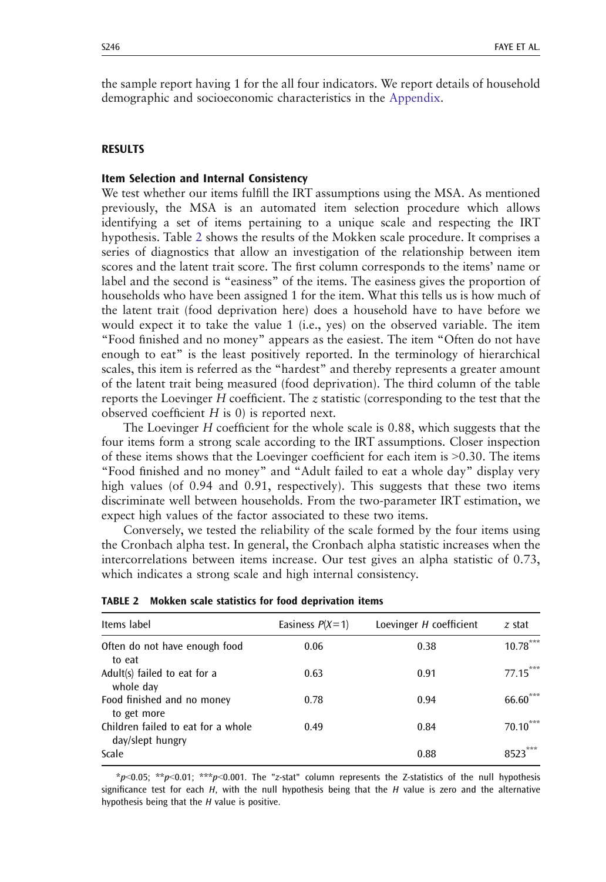the sample report having 1 for the all four indicators. We report details of household demographic and socioeconomic characteristics in the Appendix.

## RESULTS

### Item Selection and Internal Consistency

We test whether our items fulfill the IRT assumptions using the MSA. As mentioned previously, the MSA is an automated item selection procedure which allows identifying a set of items pertaining to a unique scale and respecting the IRT hypothesis. Table 2 shows the results of the Mokken scale procedure. It comprises a series of diagnostics that allow an investigation of the relationship between item scores and the latent trait score. The first column corresponds to the items' name or label and the second is "easiness" of the items. The easiness gives the proportion of households who have been assigned 1 for the item. What this tells us is how much of the latent trait (food deprivation here) does a household have to have before we would expect it to take the value 1 (i.e., yes) on the observed variable. The item "Food finished and no money" appears as the easiest. The item "Often do not have enough to eat" is the least positively reported. In the terminology of hierarchical scales, this item is referred as the "hardest" and thereby represents a greater amount of the latent trait being measured (food deprivation). The third column of the table reports the Loevinger $H$ coefficient. The $z$ statistic (corresponding to the test that the observed coefficient $H$ is 0) is reported next.

The Loevinger $H$ coefficient for the whole scale is 0.88, which suggests that the four items form a strong scale according to the IRT assumptions. Closer inspection of these items shows that the Loevinger coefficient for each item is >0.30. The items "Food finished and no money" and "Adult failed to eat a whole day" display very high values (of 0.94 and 0.91, respectively). This suggests that these two items discriminate well between households. From the two-parameter IRT estimation, we expect high values of the factor associated to these two items.

Conversely, we tested the reliability of the scale formed by the four items using the Cronbach alpha test. In general, the Cronbach alpha statistic increases when the intercorrelations between items increase. Our test gives an alpha statistic of 0.73, which indicates a strong scale and high internal consistency.

**TABLE 2 Mokken scale statistics for food deprivation items**

| Items label | Easiness $P(X=1)$ | Loevinger $H$ coefficient | $z$ stat |
|---|---|---|---|
| Often do not have enough food to eat | 0.06 | 0.38 | 10.78*** |
| Adult(s) failed to eat for a whole day | 0.63 | 0.91 | 77.15*** |
| Food finished and no money to get more | 0.78 | 0.94 | 66.60*** |
| Children failed to eat for a whole day/slept hungry | 0.49 | 0.84 | 70.10*** |
| Scale | | 0.88 | 8523*** |

*$p$<0.05; **$p$<0.01; ***$p$<0.001. The "z-stat" column represents the Z-statistics of the null hypothesis significance test for each $H$, with the null hypothesis being that the $H$ value is zero and the alternative hypothesis being that the $H$ value is positive.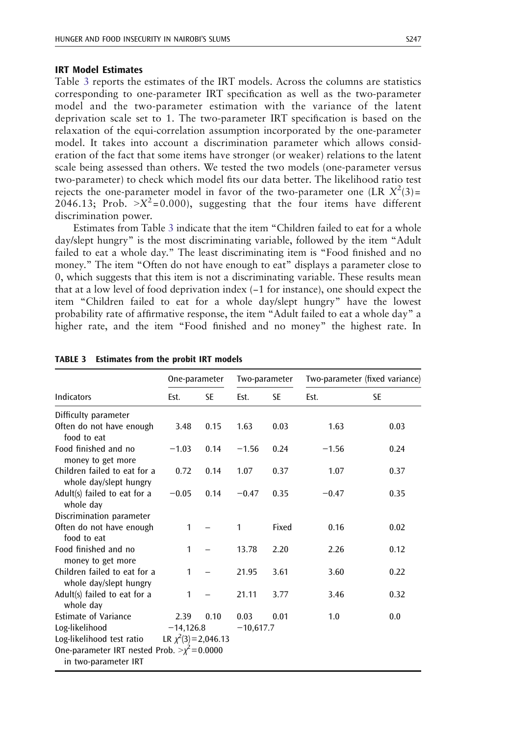### IRT Model Estimates

Table 3 reports the estimates of the IRT models. Across the columns are statistics corresponding to one-parameter IRT specification as well as the two-parameter model and the two-parameter estimation with the variance of the latent deprivation scale set to 1. The two-parameter IRT specification is based on the relaxation of the equi-correlation assumption incorporated by the one-parameter model. It takes into account a discrimination parameter which allows consideration of the fact that some items have stronger (or weaker) relations to the latent scale being assessed than others. We tested the two models (one-parameter versus two-parameter) to check which model fits our data better. The likelihood ratio test rejects the one-parameter model in favor of the two-parameter one (LR $X^2(3)=2046.13$; Prob. $>X^2=0.000$), suggesting that the four items have different discrimination power.

Estimates from Table 3 indicate that the item "Children failed to eat for a whole day/slept hungry" is the most discriminating variable, followed by the item "Adult failed to eat a whole day." The least discriminating item is "Food finished and no money." The item "Often do not have enough to eat" displays a parameter close to 0, which suggests that this item is not a discriminating variable. These results mean that at a low level of food deprivation index (–1 for instance), one should expect the item "Children failed to eat for a whole day/slept hungry" have the lowest probability rate of affirmative response, the item "Adult failed to eat a whole day" a higher rate, and the item "Food finished and no money" the highest rate. In

**TABLE 3 Estimates from the probit IRT models**

| | One-parameter | | Two-parameter | | Two-parameter (fixed variance) | |
|---|---|---|---|---|---|---|
| Indicators | Est. | SE | Est. | SE | Est. | SE |
| Difficulty parameter | | | | | | |
| Often do not have enough food to eat | 3.48 | 0.15 | 1.63 | 0.03 | 1.63 | 0.03 |
| Food finished and no money to get more | −1.03 | 0.14 | −1.56 | 0.24 | −1.56 | 0.24 |
| Children failed to eat for a whole day/slept hungry | 0.72 | 0.14 | 1.07 | 0.37 | 1.07 | 0.37 |
| Adult(s) failed to eat for a whole day | −0.05 | 0.14 | −0.47 | 0.35 | −0.47 | 0.35 |
| Discrimination parameter | | | | | | |
| Often do not have enough food to eat | 1 | – | 1 | Fixed | 0.16 | 0.02 |
| Food finished and no money to get more | 1 | – | 13.78 | 2.20 | 2.26 | 0.12 |
| Children failed to eat for a whole day/slept hungry | 1 | – | 21.95 | 3.61 | 3.60 | 0.22 |
| Adult(s) failed to eat for a whole day | 1 | – | 21.11 | 3.77 | 3.46 | 0.32 |
| Estimate of Variance | 2.39 | 0.10 | 0.03 | 0.01 | 1.0 | 0.0 |
| Log-likelihood | −14,126.8 | | −10,617.7 | | | |
| Log-likelihood test ratio | LR $\chi^2(3)=2{,}046.13$ | | | | | |
| One-parameter IRT nested in two-parameter IRT | Prob. $>\chi^2=0.0000$ | | | | | |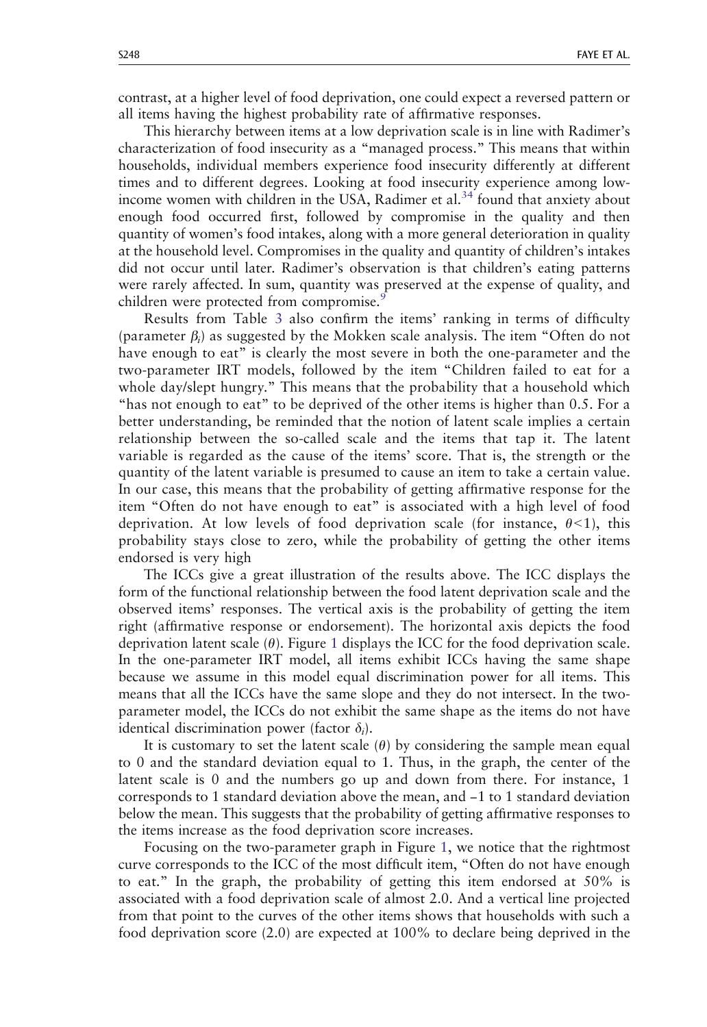contrast, at a higher level of food deprivation, one could expect a reversed pattern or all items having the highest probability rate of affirmative responses.

This hierarchy between items at a low deprivation scale is in line with Radimer's characterization of food insecurity as a "managed process." This means that within households, individual members experience food insecurity differently at different times and to different degrees. Looking at food insecurity experience among low-income women with children in the USA, Radimer et al.[34] found that anxiety about enough food occurred first, followed by compromise in the quality and then quantity of women's food intakes, along with a more general deterioration in quality at the household level. Compromises in the quality and quantity of children's intakes did not occur until later. Radimer's observation is that children's eating patterns were rarely affected. In sum, quantity was preserved at the expense of quality, and children were protected from compromise.[9]

Results from Table 3 also confirm the items' ranking in terms of difficulty (parameter $\beta_i$) as suggested by the Mokken scale analysis. The item "Often do not have enough to eat" is clearly the most severe in both the one-parameter and the two-parameter IRT models, followed by the item "Children failed to eat for a whole day/slept hungry." This means that the probability that a household which "has not enough to eat" to be deprived of the other items is higher than 0.5. For a better understanding, be reminded that the notion of latent scale implies a certain relationship between the so-called scale and the items that tap it. The latent variable is regarded as the cause of the items' score. That is, the strength or the quantity of the latent variable is presumed to cause an item to take a certain value. In our case, this means that the probability of getting affirmative response for the item "Often do not have enough to eat" is associated with a high level of food deprivation. At low levels of food deprivation scale (for instance, $\theta<1$), this probability stays close to zero, while the probability of getting the other items endorsed is very high

The ICCs give a great illustration of the results above. The ICC displays the form of the functional relationship between the food latent deprivation scale and the observed items' responses. The vertical axis is the probability of getting the item right (affirmative response or endorsement). The horizontal axis depicts the food deprivation latent scale ($\theta$). Figure 1 displays the ICC for the food deprivation scale. In the one-parameter IRT model, all items exhibit ICCs having the same shape because we assume in this model equal discrimination power for all items. This means that all the ICCs have the same slope and they do not intersect. In the two-parameter model, the ICCs do not exhibit the same shape as the items do not have identical discrimination power (factor $\delta_i$).

It is customary to set the latent scale ($\theta$) by considering the sample mean equal to 0 and the standard deviation equal to 1. Thus, in the graph, the center of the latent scale is 0 and the numbers go up and down from there. For instance, 1 corresponds to 1 standard deviation above the mean, and –1 to 1 standard deviation below the mean. This suggests that the probability of getting affirmative responses to the items increase as the food deprivation score increases.

Focusing on the two-parameter graph in Figure 1, we notice that the rightmost curve corresponds to the ICC of the most difficult item, "Often do not have enough to eat." In the graph, the probability of getting this item endorsed at 50% is associated with a food deprivation scale of almost 2.0. And a vertical line projected from that point to the curves of the other items shows that households with such a food deprivation score (2.0) are expected at 100% to declare being deprived in the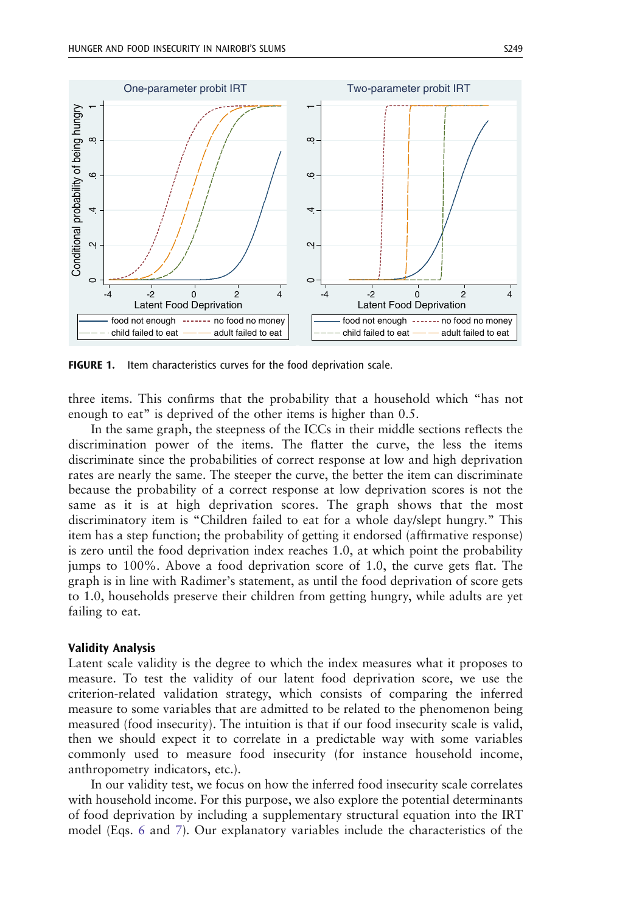FIGURE 1. Item characteristics curves for the food deprivation scale.

three items. This confirms that the probability that a household which "has not enough to eat" is deprived of the other items is higher than 0.5.

In the same graph, the steepness of the ICCs in their middle sections reflects the discrimination power of the items. The flatter the curve, the less the items discriminate since the probabilities of correct response at low and high deprivation rates are nearly the same. The steeper the curve, the better the item can discriminate because the probability of a correct response at low deprivation scores is not the same as it is at high deprivation scores. The graph shows that the most discriminatory item is "Children failed to eat for a whole day/slept hungry." This item has a step function; the probability of getting it endorsed (affirmative response) is zero until the food deprivation index reaches 1.0, at which point the probability jumps to 100%. Above a food deprivation score of 1.0, the curve gets flat. The graph is in line with Radimer's statement, as until the food deprivation of score gets to 1.0, households preserve their children from getting hungry, while adults are yet failing to eat.

### Validity Analysis

Latent scale validity is the degree to which the index measures what it proposes to measure. To test the validity of our latent food deprivation score, we use the criterion-related validation strategy, which consists of comparing the inferred measure to some variables that are admitted to be related to the phenomenon being measured (food insecurity). The intuition is that if our food insecurity scale is valid, then we should expect it to correlate in a predictable way with some variables commonly used to measure food insecurity (for instance household income, anthropometry indicators, etc.).

In our validity test, we focus on how the inferred food insecurity scale correlates with household income. For this purpose, we also explore the potential determinants of food deprivation by including a supplementary structural equation into the IRT model (Eqs. 6 and 7). Our explanatory variables include the characteristics of the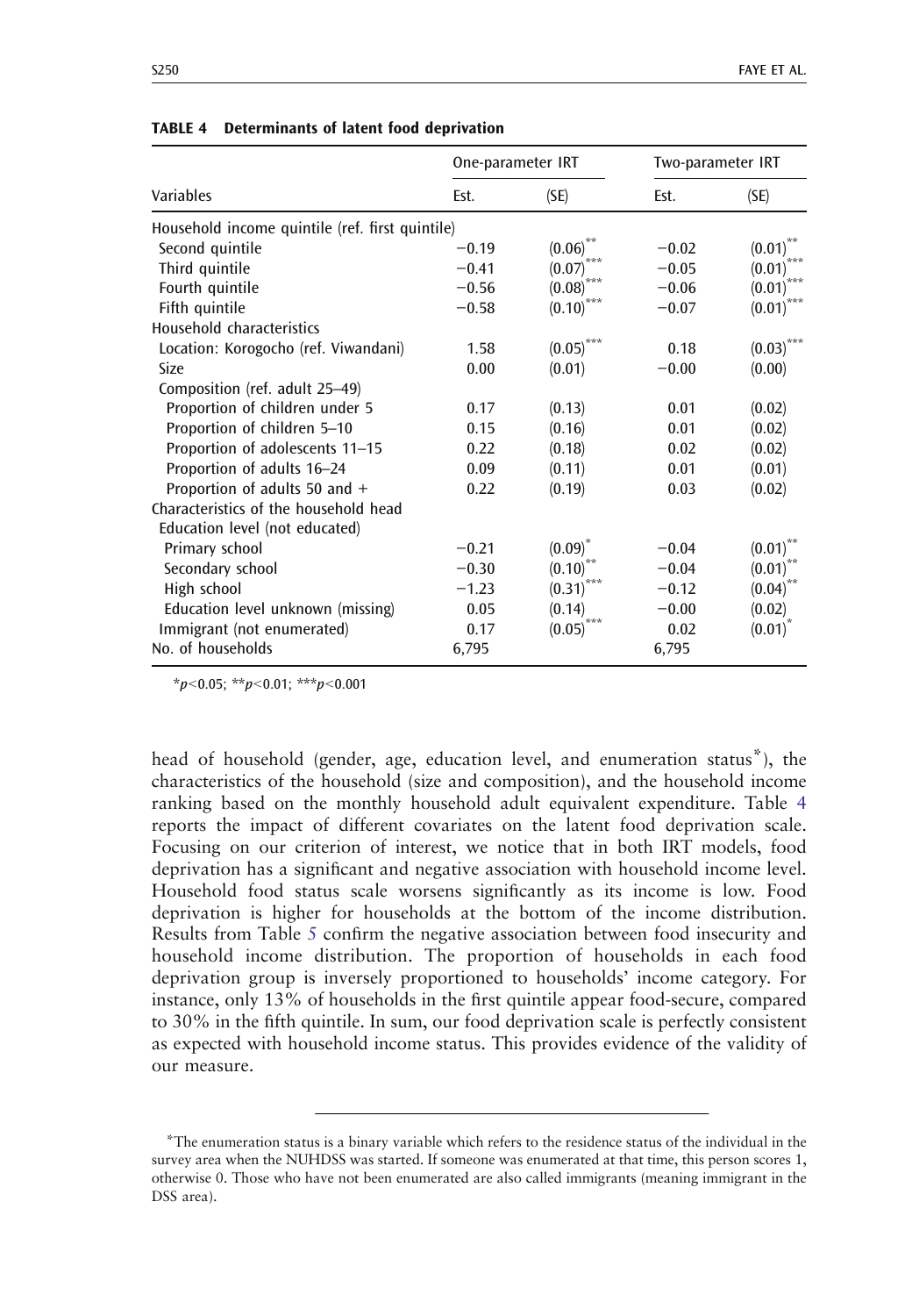**TABLE 4 Determinants of latent food deprivation**

| Variables | One-parameter IRT | | Two-parameter IRT | |
|---|---|---|---|---|
| | Est. | (SE) | Est. | (SE) |
| Household income quintile (ref. first quintile) | | | | |
| Second quintile | −0.19 | (0.06)** | −0.02 | (0.01)** |
| Third quintile | −0.41 | (0.07)*** | −0.05 | (0.01)*** |
| Fourth quintile | −0.56 | (0.08)*** | −0.06 | (0.01)*** |
| Fifth quintile | −0.58 | (0.10)*** | −0.07 | (0.01)*** |
| Household characteristics | | | | |
| Location: Korogocho (ref. Viwandani) | 1.58 | (0.05)*** | 0.18 | (0.03)*** |
| Size | 0.00 | (0.01) | −0.00 | (0.00) |
| Composition (ref. adult 25–49) | | | | |
| Proportion of children under 5 | 0.17 | (0.13) | 0.01 | (0.02) |
| Proportion of children 5–10 | 0.15 | (0.16) | 0.01 | (0.02) |
| Proportion of adolescents 11–15 | 0.22 | (0.18) | 0.02 | (0.02) |
| Proportion of adults 16–24 | 0.09 | (0.11) | 0.01 | (0.01) |
| Proportion of adults 50 and + | 0.22 | (0.19) | 0.03 | (0.02) |
| Characteristics of the household head | | | | |
| Education level (not educated) | | | | |
| Primary school | −0.21 | (0.09)* | −0.04 | (0.01)** |
| Secondary school | −0.30 | (0.10)** | −0.04 | (0.01)** |
| High school | −1.23 | (0.31)*** | −0.12 | (0.04)** |
| Education level unknown (missing) | 0.05 | (0.14) | −0.00 | (0.02) |
| Immigrant (not enumerated) | 0.17 | (0.05)*** | 0.02 | (0.01)* |
| No. of households | 6,795 | | 6,795 | |

*$p<0.05$; **$p<0.01$; ***$p<0.001$

head of household (gender, age, education level, and enumeration status*), the characteristics of the household (size and composition), and the household income ranking based on the monthly household adult equivalent expenditure. Table 4 reports the impact of different covariates on the latent food deprivation scale. Focusing on our criterion of interest, we notice that in both IRT models, food deprivation has a significant and negative association with household income level. Household food status scale worsens significantly as its income is low. Food deprivation is higher for households at the bottom of the income distribution. Results from Table 5 confirm the negative association between food insecurity and household income distribution. The proportion of households in each food deprivation group is inversely proportioned to households' income category. For instance, only 13% of households in the first quintile appear food-secure, compared to 30% in the fifth quintile. In sum, our food deprivation scale is perfectly consistent as expected with household income status. This provides evidence of the validity of our measure.

---

*The enumeration status is a binary variable which refers to the residence status of the individual in the survey area when the NUHDSS was started. If someone was enumerated at that time, this person scores 1, otherwise 0. Those who have not been enumerated are also called immigrants (meaning immigrant in the DSS area).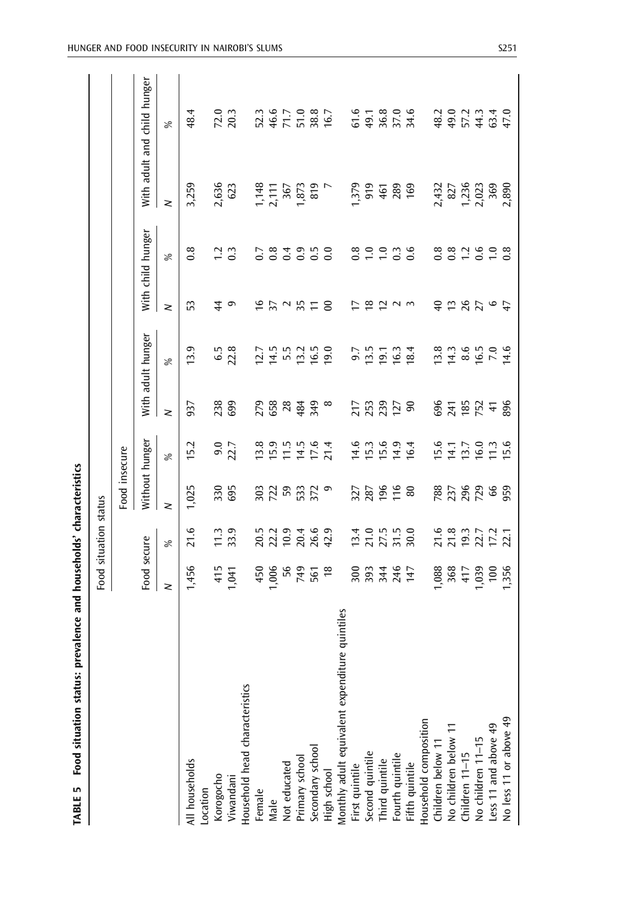**TABLE 5 Food situation status: prevalence and households' characteristics**

| | Food situation status | | | | | | | | | |
|---|---|---|---|---|---|---|---|---|---|---|
| | | | Food insecure | | | | | | | |
| | Food secure | | Without hunger | | With adult hunger | | With child hunger | | With adult and child hunger | |
| | N | % | N | % | N | % | N | % | N | % |
| All households | 1,456 | 21.6 | 1,025 | 15.2 | 937 | 13.9 | 53 | 0.8 | 3,259 | 48.4 |
| Location | | | | | | | | | | |
| Korogocho | 415 | 11.3 | 330 | 9.0 | 238 | 6.5 | 44 | 1.2 | 2,636 | 72.0 |
| Viwandani | 1,041 | 33.9 | 695 | 22.7 | 699 | 22.8 | 9 | 0.3 | 623 | 20.3 |
| Household head characteristics | | | | | | | | | | |
| Female | 450 | 20.5 | 303 | 13.8 | 279 | 12.7 | 16 | 0.7 | 1,148 | 52.3 |
| Male | 1,006 | 22.2 | 722 | 15.9 | 658 | 14.5 | 37 | 0.8 | 2,111 | 46.6 |
| Not educated | 56 | 10.9 | 59 | 11.5 | 28 | 5.5 | 2 | 0.4 | 367 | 71.7 |
| Primary school | 749 | 20.4 | 533 | 14.5 | 484 | 13.2 | 35 | 0.9 | 1,873 | 51.0 |
| Secondary school | 561 | 26.6 | 372 | 17.6 | 349 | 16.5 | 11 | 0.5 | 819 | 38.8 |
| High school | 18 | 42.9 | 9 | 21.4 | 8 | 19.0 | 00 | 0.0 | 7 | 16.7 |
| Monthly adult equivalent expenditure quintiles | | | | | | | | | | |
| First quintile | 300 | 13.4 | 327 | 14.6 | 217 | 9.7 | 17 | 0.8 | 1,379 | 61.6 |
| Second quintile | 393 | 21.0 | 287 | 15.3 | 253 | 13.5 | 18 | 1.0 | 919 | 49.1 |
| Third quintile | 344 | 27.5 | 196 | 15.6 | 239 | 19.1 | 12 | 1.0 | 461 | 36.8 |
| Fourth quintile | 246 | 31.5 | 116 | 14.9 | 127 | 16.3 | 2 | 0.3 | 289 | 37.0 |
| Fifth quintile | 147 | 30.0 | 80 | 16.4 | 90 | 18.4 | 3 | 0.6 | 169 | 34.6 |
| Household composition | | | | | | | | | | |
| Children below 11 | 1,088 | 21.6 | 788 | 15.6 | 696 | 13.8 | 40 | 0.8 | 2,432 | 48.2 |
| No children below 11 | 368 | 21.8 | 237 | 14.1 | 241 | 14.3 | 13 | 0.8 | 827 | 49.0 |
| Children 11–15 | 417 | 19.3 | 296 | 13.7 | 185 | 8.6 | 26 | 1.2 | 1,236 | 57.2 |
| No children 11–15 | 1,039 | 22.7 | 729 | 16.0 | 752 | 16.5 | 27 | 0.6 | 2,023 | 44.3 |
| Less 11 and above 49 | 100 | 17.2 | 66 | 11.3 | 41 | 7.0 | 6 | 1.0 | 369 | 63.4 |
| No less 11 or above 49 | 1,356 | 22.1 | 959 | 15.6 | 896 | 14.6 | 47 | 0.8 | 2,890 | 47.0 |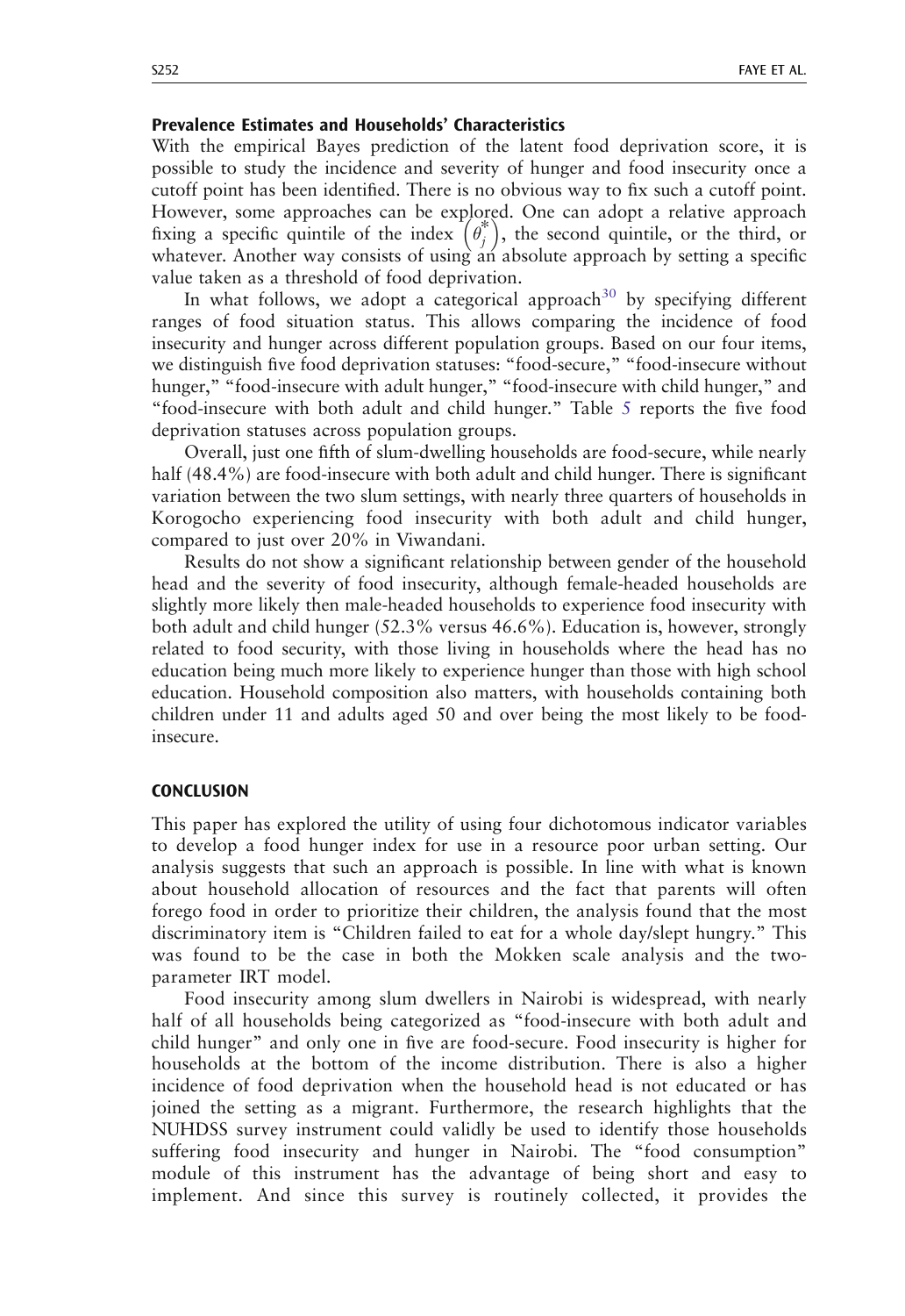### Prevalence Estimates and Households' Characteristics

With the empirical Bayes prediction of the latent food deprivation score, it is possible to study the incidence and severity of hunger and food insecurity once a cutoff point has been identified. There is no obvious way to fix such a cutoff point. However, some approaches can be explored. One can adopt a relative approach fixing a specific quintile of the index $\left(\theta_j^*\right)$, the second quintile, or the third, or whatever. Another way consists of using an absolute approach by setting a specific value taken as a threshold of food deprivation.

In what follows, we adopt a categorical approach[30] by specifying different ranges of food situation status. This allows comparing the incidence of food insecurity and hunger across different population groups. Based on our four items, we distinguish five food deprivation statuses: "food-secure," "food-insecure without hunger," "food-insecure with adult hunger," "food-insecure with child hunger," and "food-insecure with both adult and child hunger." Table 5 reports the five food deprivation statuses across population groups.

Overall, just one fifth of slum-dwelling households are food-secure, while nearly half (48.4%) are food-insecure with both adult and child hunger. There is significant variation between the two slum settings, with nearly three quarters of households in Korogocho experiencing food insecurity with both adult and child hunger, compared to just over 20% in Viwandani.

Results do not show a significant relationship between gender of the household head and the severity of food insecurity, although female-headed households are slightly more likely then male-headed households to experience food insecurity with both adult and child hunger (52.3% versus 46.6%). Education is, however, strongly related to food security, with those living in households where the head has no education being much more likely to experience hunger than those with high school education. Household composition also matters, with households containing both children under 11 and adults aged 50 and over being the most likely to be food-insecure.

## CONCLUSION

This paper has explored the utility of using four dichotomous indicator variables to develop a food hunger index for use in a resource poor urban setting. Our analysis suggests that such an approach is possible. In line with what is known about household allocation of resources and the fact that parents will often forego food in order to prioritize their children, the analysis found that the most discriminatory item is "Children failed to eat for a whole day/slept hungry." This was found to be the case in both the Mokken scale analysis and the two-parameter IRT model.

Food insecurity among slum dwellers in Nairobi is widespread, with nearly half of all households being categorized as "food-insecure with both adult and child hunger" and only one in five are food-secure. Food insecurity is higher for households at the bottom of the income distribution. There is also a higher incidence of food deprivation when the household head is not educated or has joined the setting as a migrant. Furthermore, the research highlights that the NUHDSS survey instrument could validly be used to identify those households suffering food insecurity and hunger in Nairobi. The "food consumption" module of this instrument has the advantage of being short and easy to implement. And since this survey is routinely collected, it provides the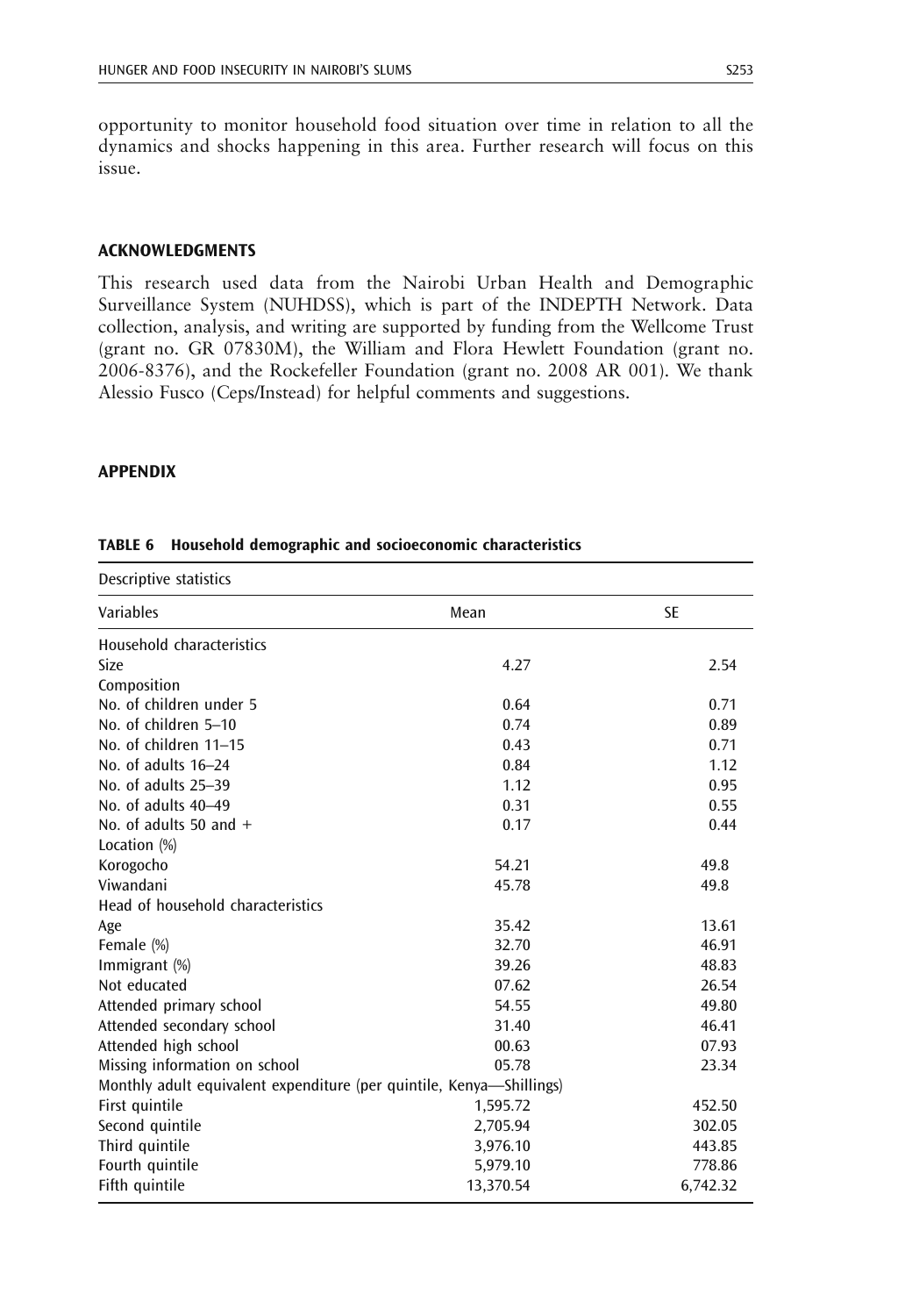opportunity to monitor household food situation over time in relation to all the dynamics and shocks happening in this area. Further research will focus on this issue.

## ACKNOWLEDGMENTS

This research used data from the Nairobi Urban Health and Demographic Surveillance System (NUHDSS), which is part of the INDEPTH Network. Data collection, analysis, and writing are supported by funding from the Wellcome Trust (grant no. GR 07830M), the William and Flora Hewlett Foundation (grant no. 2006-8376), and the Rockefeller Foundation (grant no. 2008 AR 001). We thank Alessio Fusco (Ceps/Instead) for helpful comments and suggestions.

## APPENDIX

**TABLE 6 Household demographic and socioeconomic characteristics**

| Descriptive statistics | | |
|---|---|---|
| Variables | Mean | SE |
| Household characteristics | | |
| Size | 4.27 | 2.54 |
| Composition | | |
| No. of children under 5 | 0.64 | 0.71 |
| No. of children 5–10 | 0.74 | 0.89 |
| No. of children 11–15 | 0.43 | 0.71 |
| No. of adults 16–24 | 0.84 | 1.12 |
| No. of adults 25–39 | 1.12 | 0.95 |
| No. of adults 40–49 | 0.31 | 0.55 |
| No. of adults 50 and + | 0.17 | 0.44 |
| Location (%) | | |
| Korogocho | 54.21 | 49.8 |
| Viwandani | 45.78 | 49.8 |
| Head of household characteristics | | |
| Age | 35.42 | 13.61 |
| Female (%) | 32.70 | 46.91 |
| Immigrant (%) | 39.26 | 48.83 |
| Not educated | 07.62 | 26.54 |
| Attended primary school | 54.55 | 49.80 |
| Attended secondary school | 31.40 | 46.41 |
| Attended high school | 00.63 | 07.93 |
| Missing information on school | 05.78 | 23.34 |
| Monthly adult equivalent expenditure (per quintile, Kenya—Shillings) | | |
| First quintile | 1,595.72 | 452.50 |
| Second quintile | 2,705.94 | 302.05 |
| Third quintile | 3,976.10 | 443.85 |
| Fourth quintile | 5,979.10 | 778.86 |
| Fifth quintile | 13,370.54 | 6,742.32 |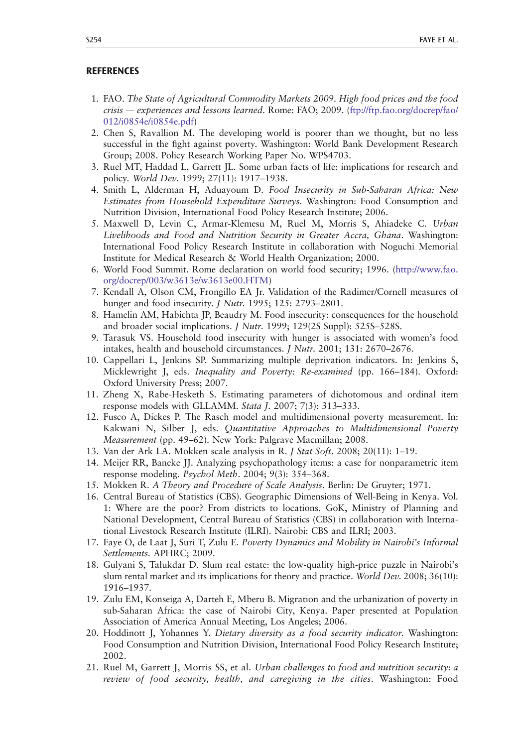## REFERENCES

1. FAO. *The State of Agricultural Commodity Markets 2009. High food prices and the food crisis — experiences and lessons learned*. Rome: FAO; 2009. (ftp://ftp.fao.org/docrep/fao/012/i0854e/i0854e.pdf)
2. Chen S, Ravallion M. The developing world is poorer than we thought, but no less successful in the fight against poverty. Washington: World Bank Development Research Group; 2008. Policy Research Working Paper No. WPS4703.
3. Ruel MT, Haddad L, Garrett JL. Some urban facts of life: implications for research and policy. *World Dev*. 1999; 27(11): 1917–1938.
4. Smith L, Alderman H, Aduayoum D. *Food Insecurity in Sub-Saharan Africa: New Estimates from Household Expenditure Surveys*. Washington: Food Consumption and Nutrition Division, International Food Policy Research Institute; 2006.
5. Maxwell D, Levin C, Armar-Klemesu M, Ruel M, Morris S, Ahiadeke C. *Urban Livelihoods and Food and Nutrition Security in Greater Accra, Ghana*. Washington: International Food Policy Research Institute in collaboration with Noguchi Memorial Institute for Medical Research & World Health Organization; 2000.
6. World Food Summit. Rome declaration on world food security; 1996. (http://www.fao.org/docrep/003/w3613e/w3613e00.HTM)
7. Kendall A, Olson CM, Frongillo EA Jr. Validation of the Radimer/Cornell measures of hunger and food insecurity. *J Nutr*. 1995; 125: 2793–2801.
8. Hamelin AM, Habichta JP, Beaudry M. Food insecurity: consequences for the household and broader social implications. *J Nutr*. 1999; 129(2S Suppl): 525S–528S.
9. Tarasuk VS. Household food insecurity with hunger is associated with women's food intakes, health and household circumstances. *J Nutr*. 2001; 131: 2670–2676.
10. Cappellari L, Jenkins SP. Summarizing multiple deprivation indicators. In: Jenkins S, Micklewright J, eds. *Inequality and Poverty: Re-examined* (pp. 166–184). Oxford: Oxford University Press; 2007.
11. Zheng X, Rabe-Hesketh S. Estimating parameters of dichotomous and ordinal item response models with GLLAMM. *Stata J*. 2007; 7(3): 313–333.
12. Fusco A, Dickes P. The Rasch model and multidimensional poverty measurement. In: Kakwani N, Silber J, eds. *Quantitative Approaches to Multidimensional Poverty Measurement* (pp. 49–62). New York: Palgrave Macmillan; 2008.
13. Van der Ark LA. Mokken scale analysis in R. *J Stat Soft*. 2008; 20(11): 1–19.
14. Meijer RR, Baneke JJ. Analyzing psychopathology items: a case for nonparametric item response modeling. *Psychol Meth*. 2004; 9(3): 354–368.
15. Mokken R. *A Theory and Procedure of Scale Analysis*. Berlin: De Gruyter; 1971.
16. Central Bureau of Statistics (CBS). Geographic Dimensions of Well-Being in Kenya. Vol. 1: Where are the poor? From districts to locations. GoK, Ministry of Planning and National Development, Central Bureau of Statistics (CBS) in collaboration with International Livestock Research Institute (ILRI). Nairobi: CBS and ILRI; 2003.
17. Faye O, de Laat J, Suri T, Zulu E. *Poverty Dynamics and Mobility in Nairobi's Informal Settlements*. APHRC; 2009.
18. Gulyani S, Talukdar D. Slum real estate: the low-quality high-price puzzle in Nairobi's slum rental market and its implications for theory and practice. *World Dev*. 2008; 36(10): 1916–1937.
19. Zulu EM, Konseiga A, Darteh E, Mberu B. Migration and the urbanization of poverty in sub-Saharan Africa: the case of Nairobi City, Kenya. Paper presented at Population Association of America Annual Meeting, Los Angeles; 2006.
20. Hoddinott J, Yohannes Y. *Dietary diversity as a food security indicator*. Washington: Food Consumption and Nutrition Division, International Food Policy Research Institute; 2002.
21. Ruel M, Garrett J, Morris SS, et al. *Urban challenges to food and nutrition security: a review of food security, health, and caregiving in the cities*. Washington: Food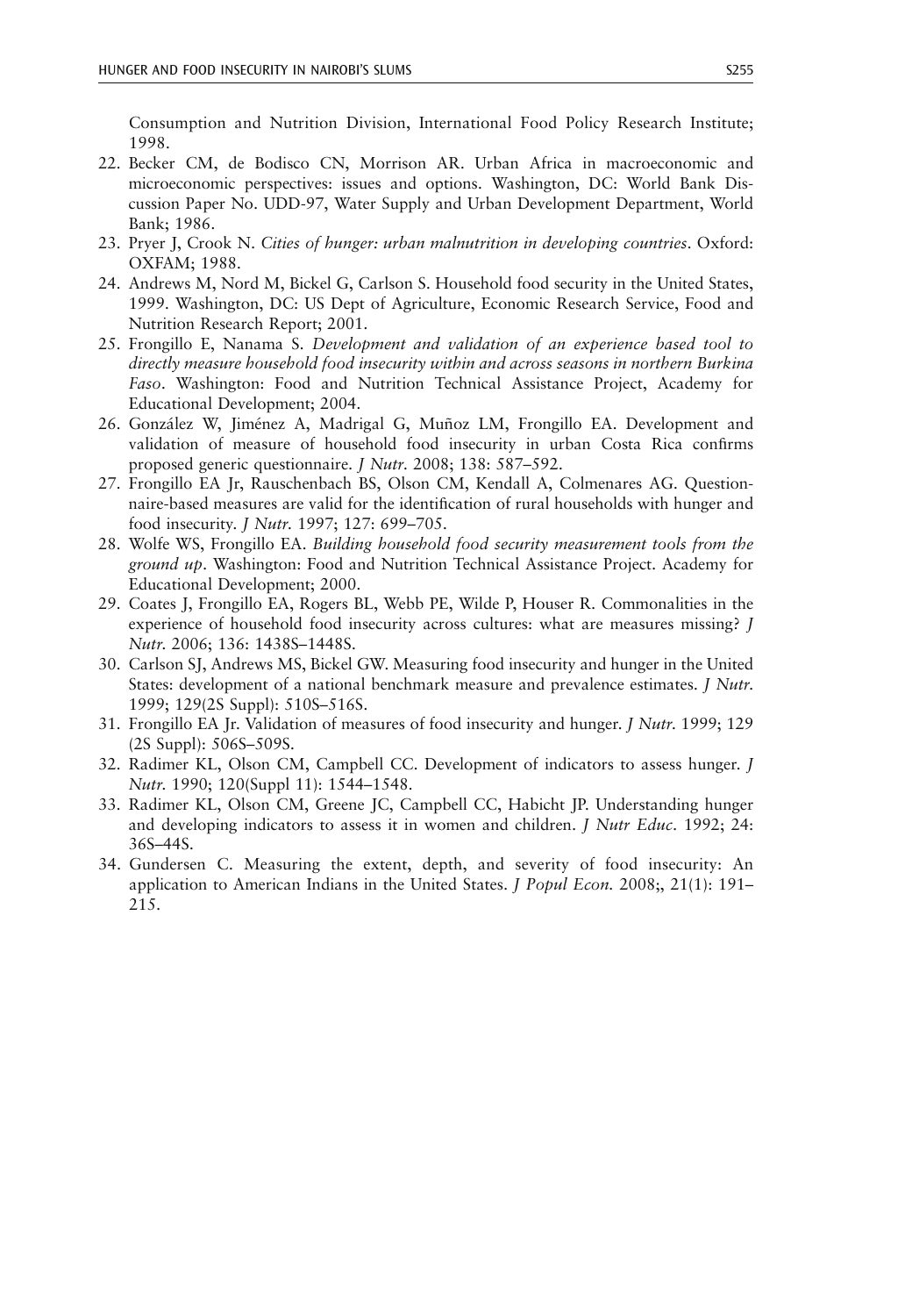Consumption and Nutrition Division, International Food Policy Research Institute; 1998.

22. Becker CM, de Bodisco CN, Morrison AR. Urban Africa in macroeconomic and microeconomic perspectives: issues and options. Washington, DC: World Bank Discussion Paper No. UDD-97, Water Supply and Urban Development Department, World Bank; 1986.
23. Pryer J, Crook N. *Cities of hunger: urban malnutrition in developing countries*. Oxford: OXFAM; 1988.
24. Andrews M, Nord M, Bickel G, Carlson S. Household food security in the United States, 1999. Washington, DC: US Dept of Agriculture, Economic Research Service, Food and Nutrition Research Report; 2001.
25. Frongillo E, Nanama S. *Development and validation of an experience based tool to directly measure household food insecurity within and across seasons in northern Burkina Faso*. Washington: Food and Nutrition Technical Assistance Project, Academy for Educational Development; 2004.
26. González W, Jiménez A, Madrigal G, Muñoz LM, Frongillo EA. Development and validation of measure of household food insecurity in urban Costa Rica confirms proposed generic questionnaire. *J Nutr*. 2008; 138: 587–592.
27. Frongillo EA Jr, Rauschenbach BS, Olson CM, Kendall A, Colmenares AG. Questionnaire-based measures are valid for the identification of rural households with hunger and food insecurity. *J Nutr*. 1997; 127: 699–705.
28. Wolfe WS, Frongillo EA. *Building household food security measurement tools from the ground up*. Washington: Food and Nutrition Technical Assistance Project. Academy for Educational Development; 2000.
29. Coates J, Frongillo EA, Rogers BL, Webb PE, Wilde P, Houser R. Commonalities in the experience of household food insecurity across cultures: what are measures missing? *J Nutr*. 2006; 136: 1438S–1448S.
30. Carlson SJ, Andrews MS, Bickel GW. Measuring food insecurity and hunger in the United States: development of a national benchmark measure and prevalence estimates. *J Nutr*. 1999; 129(2S Suppl): 510S–516S.
31. Frongillo EA Jr. Validation of measures of food insecurity and hunger. *J Nutr*. 1999; 129 (2S Suppl): 506S–509S.
32. Radimer KL, Olson CM, Campbell CC. Development of indicators to assess hunger. *J Nutr*. 1990; 120(Suppl 11): 1544–1548.
33. Radimer KL, Olson CM, Greene JC, Campbell CC, Habicht JP. Understanding hunger and developing indicators to assess it in women and children. *J Nutr Educ*. 1992; 24: 36S–44S.
34. Gundersen C. Measuring the extent, depth, and severity of food insecurity: An application to American Indians in the United States. *J Popul Econ*. 2008;, 21(1): 191–215.